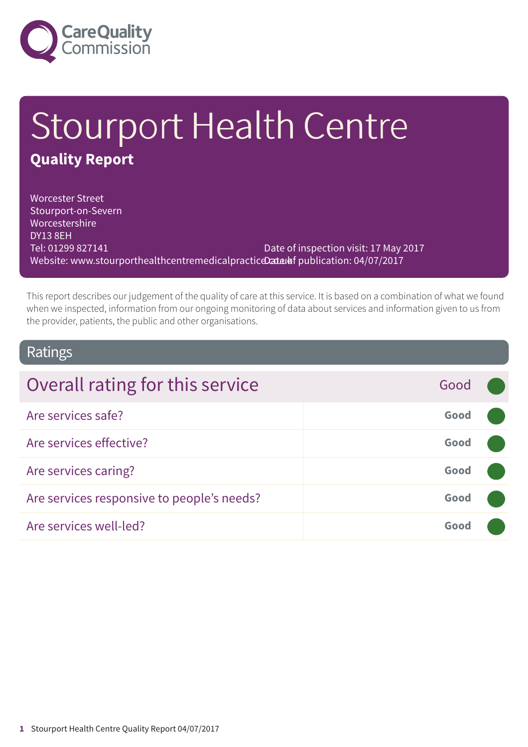Care Quality Commission

# Stourport Health Centre

## Quality Report

Worcester Street
Stourport-on-Severn
Worcestershire
DY13 8EH
Tel: 01299 827141
Website: www.stourporthealthcentremedicalpractice.co.uk

Date of inspection visit: 17 May 2017
Date of publication: 04/07/2017

This report describes our judgement of the quality of care at this service. It is based on a combination of what we found when we inspected, information from our ongoing monitoring of data about services and information given to us from the provider, patients, the public and other organisations.

## Ratings

| Overall rating for this service | Good |
|---|---|
| Are services safe? | Good |
| Are services effective? | Good |
| Are services caring? | Good |
| Are services responsive to people's needs? | Good |
| Are services well-led? | Good |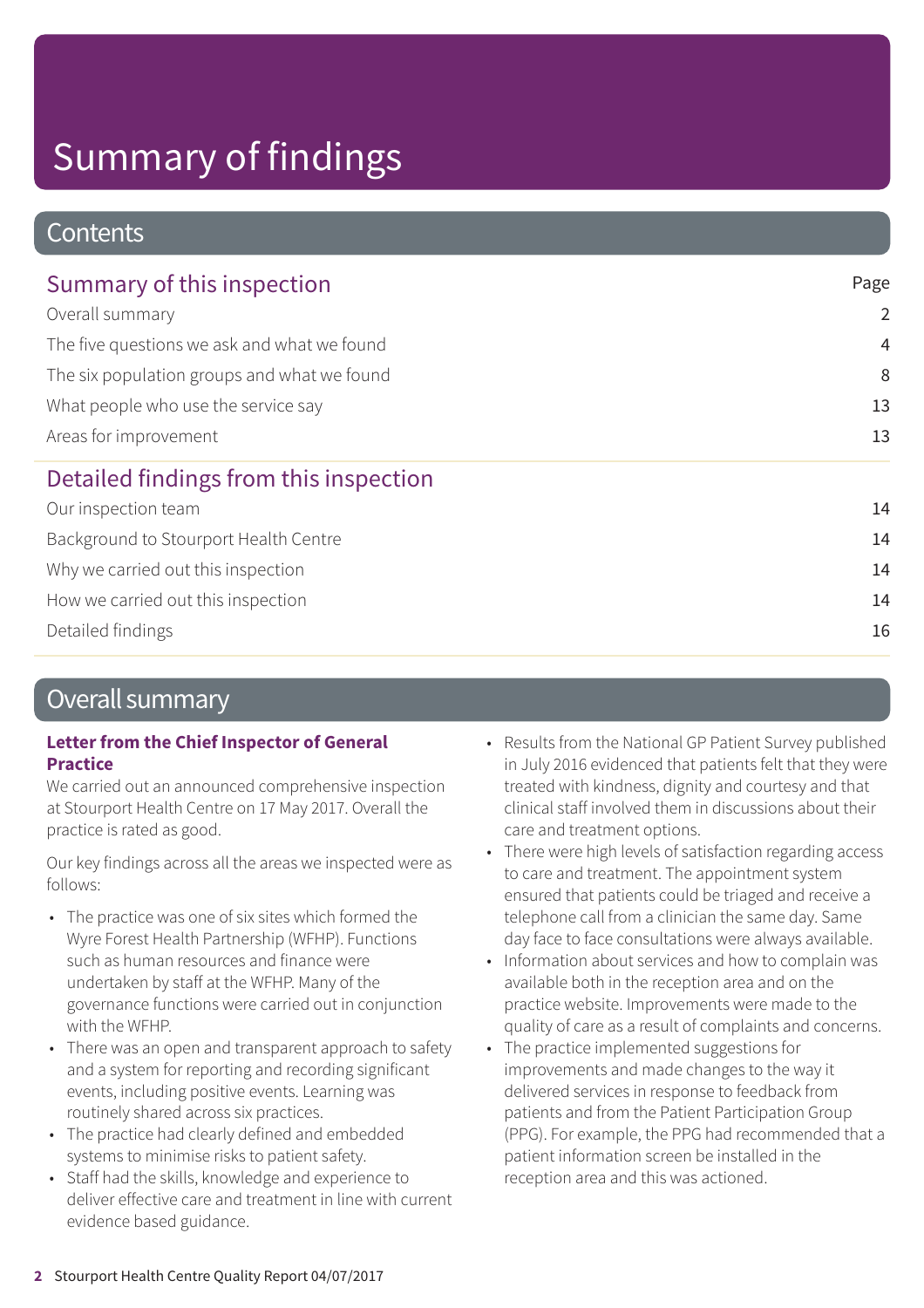# Summary of findings

## Contents

| Summary of this inspection | Page |
|---|---|
| Overall summary | 2 |
| The five questions we ask and what we found | 4 |
| The six population groups and what we found | 8 |
| What people who use the service say | 13 |
| Areas for improvement | 13 |

| Detailed findings from this inspection | |
|---|---|
| Our inspection team | 14 |
| Background to Stourport Health Centre | 14 |
| Why we carried out this inspection | 14 |
| How we carried out this inspection | 14 |
| Detailed findings | 16 |

## Overall summary

**Letter from the Chief Inspector of General Practice**

We carried out an announced comprehensive inspection at Stourport Health Centre on 17 May 2017. Overall the practice is rated as good.

Our key findings across all the areas we inspected were as follows:

- The practice was one of six sites which formed the Wyre Forest Health Partnership (WFHP). Functions such as human resources and finance were undertaken by staff at the WFHP. Many of the governance functions were carried out in conjunction with the WFHP.
- There was an open and transparent approach to safety and a system for reporting and recording significant events, including positive events. Learning was routinely shared across six practices.
- The practice had clearly defined and embedded systems to minimise risks to patient safety.
- Staff had the skills, knowledge and experience to deliver effective care and treatment in line with current evidence based guidance.
- Results from the National GP Patient Survey published in July 2016 evidenced that patients felt that they were treated with kindness, dignity and courtesy and that clinical staff involved them in discussions about their care and treatment options.
- There were high levels of satisfaction regarding access to care and treatment. The appointment system ensured that patients could be triaged and receive a telephone call from a clinician the same day. Same day face to face consultations were always available.
- Information about services and how to complain was available both in the reception area and on the practice website. Improvements were made to the quality of care as a result of complaints and concerns.
- The practice implemented suggestions for improvements and made changes to the way it delivered services in response to feedback from patients and from the Patient Participation Group (PPG). For example, the PPG had recommended that a patient information screen be installed in the reception area and this was actioned.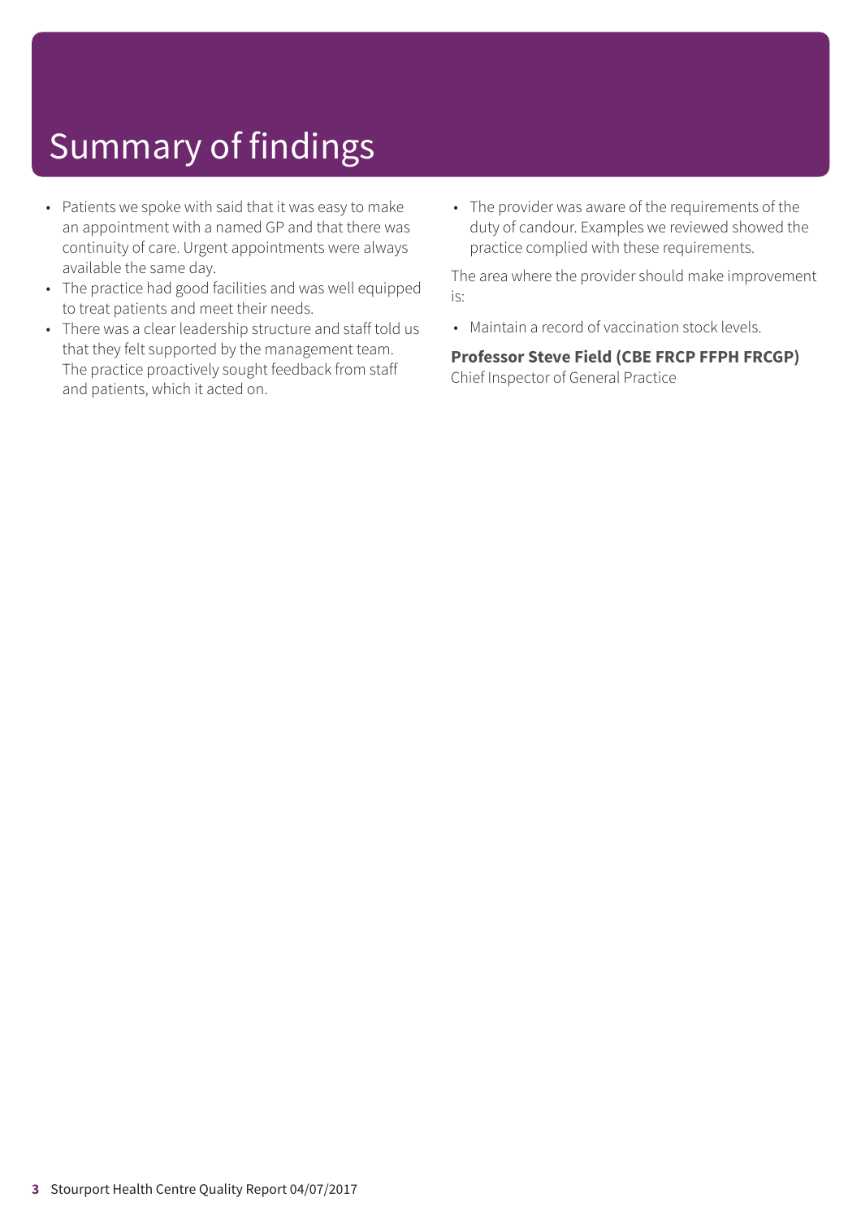# Summary of findings

- Patients we spoke with said that it was easy to make an appointment with a named GP and that there was continuity of care. Urgent appointments were always available the same day.
- The practice had good facilities and was well equipped to treat patients and meet their needs.
- There was a clear leadership structure and staff told us that they felt supported by the management team. The practice proactively sought feedback from staff and patients, which it acted on.
- The provider was aware of the requirements of the duty of candour. Examples we reviewed showed the practice complied with these requirements.

The area where the provider should make improvement is:

- Maintain a record of vaccination stock levels.

**Professor Steve Field (CBE FRCP FFPH FRCGP)**
Chief Inspector of General Practice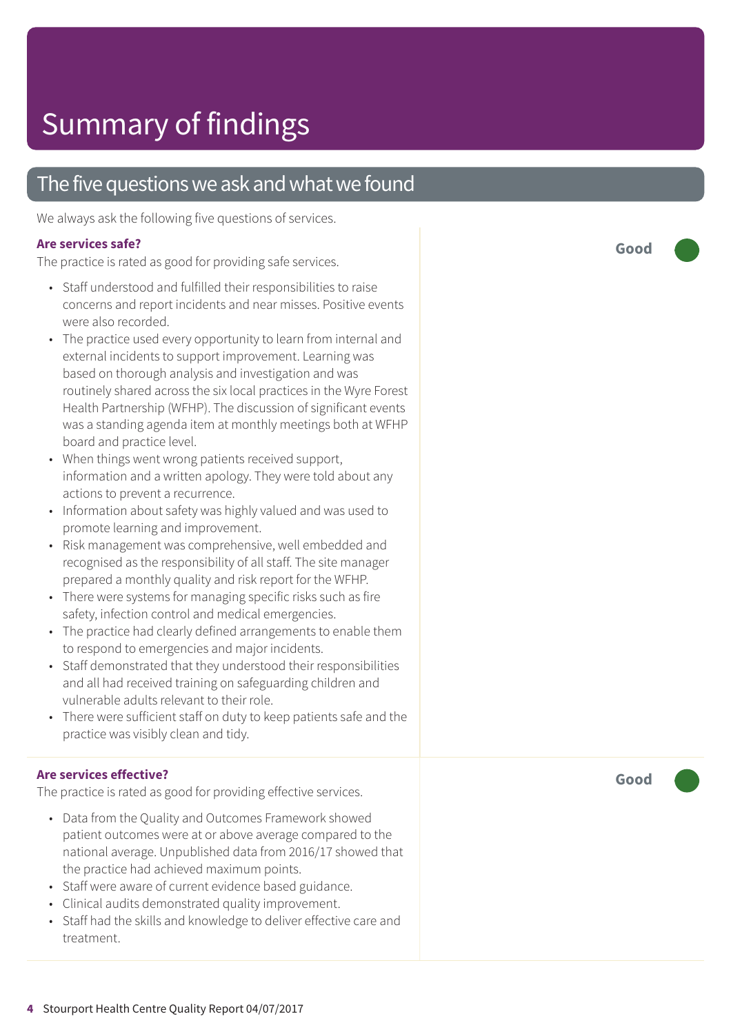# Summary of findings

## The five questions we ask and what we found

We always ask the following five questions of services.

### Are services safe?

**Good**

The practice is rated as good for providing safe services.

- Staff understood and fulfilled their responsibilities to raise concerns and report incidents and near misses. Positive events were also recorded.
- The practice used every opportunity to learn from internal and external incidents to support improvement. Learning was based on thorough analysis and investigation and was routinely shared across the six local practices in the Wyre Forest Health Partnership (WFHP). The discussion of significant events was a standing agenda item at monthly meetings both at WFHP board and practice level.
- When things went wrong patients received support, information and a written apology. They were told about any actions to prevent a recurrence.
- Information about safety was highly valued and was used to promote learning and improvement.
- Risk management was comprehensive, well embedded and recognised as the responsibility of all staff. The site manager prepared a monthly quality and risk report for the WFHP.
- There were systems for managing specific risks such as fire safety, infection control and medical emergencies.
- The practice had clearly defined arrangements to enable them to respond to emergencies and major incidents.
- Staff demonstrated that they understood their responsibilities and all had received training on safeguarding children and vulnerable adults relevant to their role.
- There were sufficient staff on duty to keep patients safe and the practice was visibly clean and tidy.

### Are services effective?

**Good**

The practice is rated as good for providing effective services.

- Data from the Quality and Outcomes Framework showed patient outcomes were at or above average compared to the national average. Unpublished data from 2016/17 showed that the practice had achieved maximum points.
- Staff were aware of current evidence based guidance.
- Clinical audits demonstrated quality improvement.
- Staff had the skills and knowledge to deliver effective care and treatment.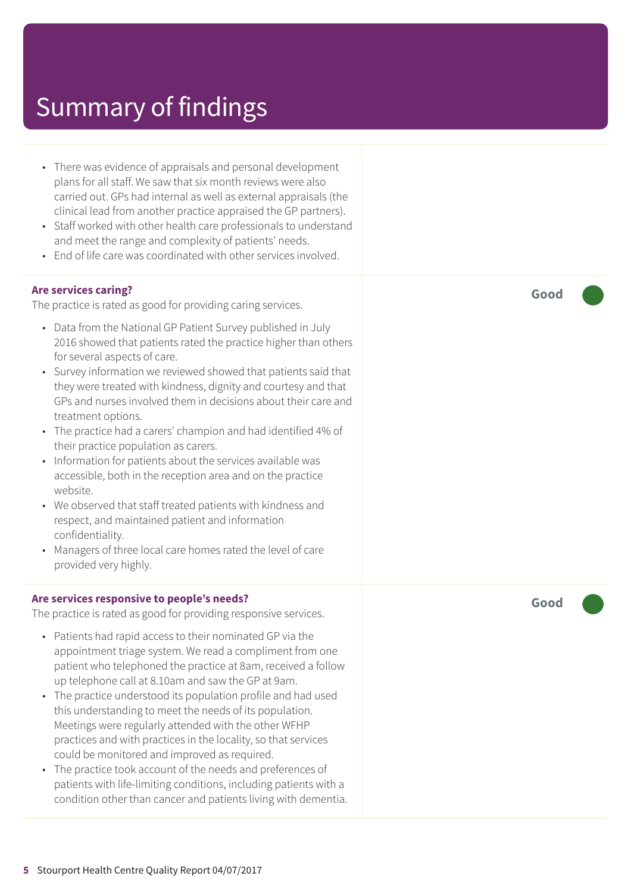# Summary of findings

- There was evidence of appraisals and personal development plans for all staff. We saw that six month reviews were also carried out. GPs had internal as well as external appraisals (the clinical lead from another practice appraised the GP partners).
- Staff worked with other health care professionals to understand and meet the range and complexity of patients' needs.
- End of life care was coordinated with other services involved.

**Are services caring?** — **Good**

The practice is rated as good for providing caring services.

- Data from the National GP Patient Survey published in July 2016 showed that patients rated the practice higher than others for several aspects of care.
- Survey information we reviewed showed that patients said that they were treated with kindness, dignity and courtesy and that GPs and nurses involved them in decisions about their care and treatment options.
- The practice had a carers' champion and had identified 4% of their practice population as carers.
- Information for patients about the services available was accessible, both in the reception area and on the practice website.
- We observed that staff treated patients with kindness and respect, and maintained patient and information confidentiality.
- Managers of three local care homes rated the level of care provided very highly.

**Are services responsive to people's needs?** — **Good**

The practice is rated as good for providing responsive services.

- Patients had rapid access to their nominated GP via the appointment triage system. We read a compliment from one patient who telephoned the practice at 8am, received a follow up telephone call at 8.10am and saw the GP at 9am.
- The practice understood its population profile and had used this understanding to meet the needs of its population. Meetings were regularly attended with the other WFHP practices and with practices in the locality, so that services could be monitored and improved as required.
- The practice took account of the needs and preferences of patients with life-limiting conditions, including patients with a condition other than cancer and patients living with dementia.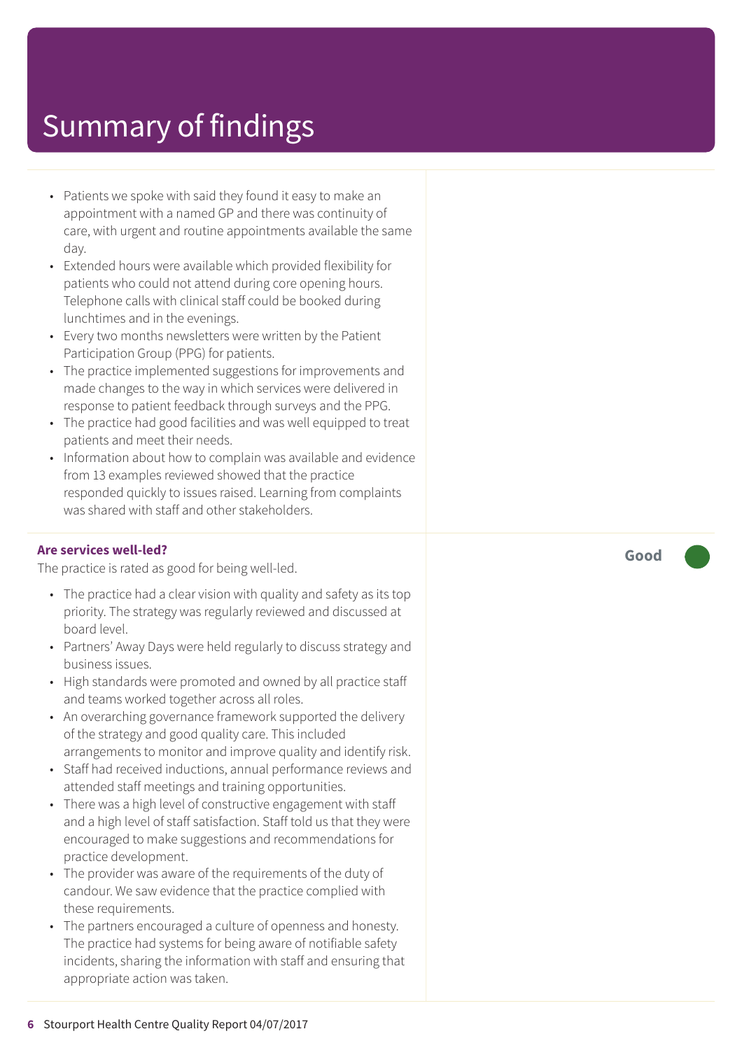# Summary of findings

- Patients we spoke with said they found it easy to make an appointment with a named GP and there was continuity of care, with urgent and routine appointments available the same day.
- Extended hours were available which provided flexibility for patients who could not attend during core opening hours. Telephone calls with clinical staff could be booked during lunchtimes and in the evenings.
- Every two months newsletters were written by the Patient Participation Group (PPG) for patients.
- The practice implemented suggestions for improvements and made changes to the way in which services were delivered in response to patient feedback through surveys and the PPG.
- The practice had good facilities and was well equipped to treat patients and meet their needs.
- Information about how to complain was available and evidence from 13 examples reviewed showed that the practice responded quickly to issues raised. Learning from complaints was shared with staff and other stakeholders.

**Are services well-led?** — **Good**

The practice is rated as good for being well-led.

- The practice had a clear vision with quality and safety as its top priority. The strategy was regularly reviewed and discussed at board level.
- Partners' Away Days were held regularly to discuss strategy and business issues.
- High standards were promoted and owned by all practice staff and teams worked together across all roles.
- An overarching governance framework supported the delivery of the strategy and good quality care. This included arrangements to monitor and improve quality and identify risk.
- Staff had received inductions, annual performance reviews and attended staff meetings and training opportunities.
- There was a high level of constructive engagement with staff and a high level of staff satisfaction. Staff told us that they were encouraged to make suggestions and recommendations for practice development.
- The provider was aware of the requirements of the duty of candour. We saw evidence that the practice complied with these requirements.
- The partners encouraged a culture of openness and honesty. The practice had systems for being aware of notifiable safety incidents, sharing the information with staff and ensuring that appropriate action was taken.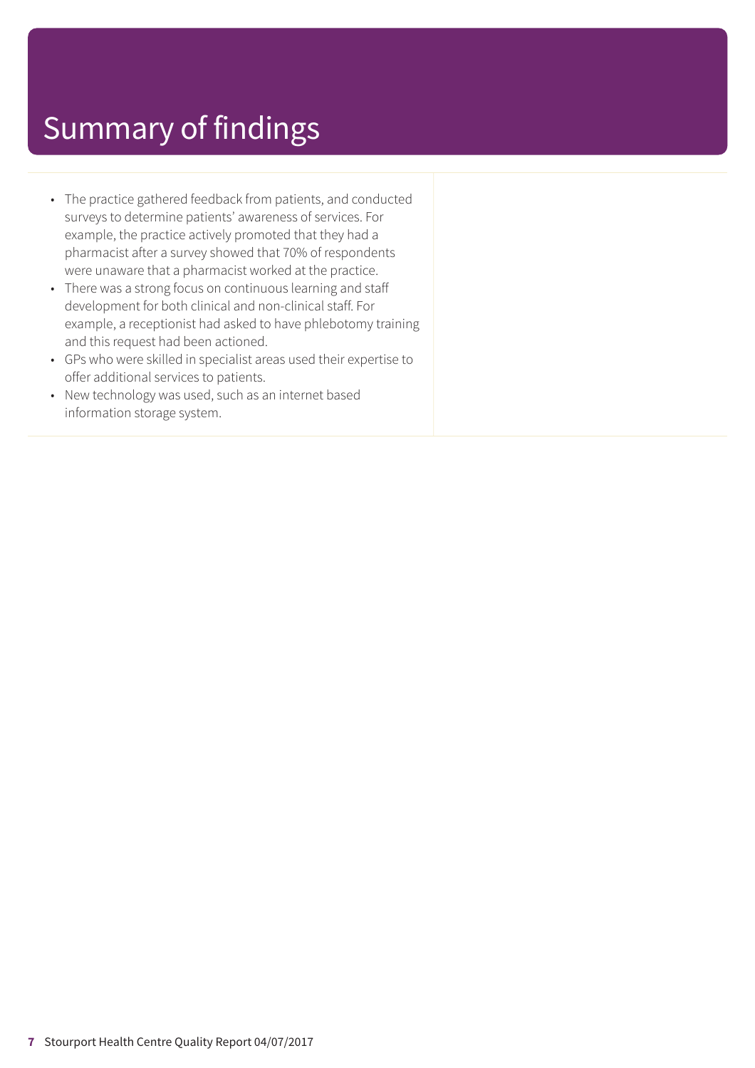# Summary of findings

- The practice gathered feedback from patients, and conducted surveys to determine patients' awareness of services. For example, the practice actively promoted that they had a pharmacist after a survey showed that 70% of respondents were unaware that a pharmacist worked at the practice.
- There was a strong focus on continuous learning and staff development for both clinical and non-clinical staff. For example, a receptionist had asked to have phlebotomy training and this request had been actioned.
- GPs who were skilled in specialist areas used their expertise to offer additional services to patients.
- New technology was used, such as an internet based information storage system.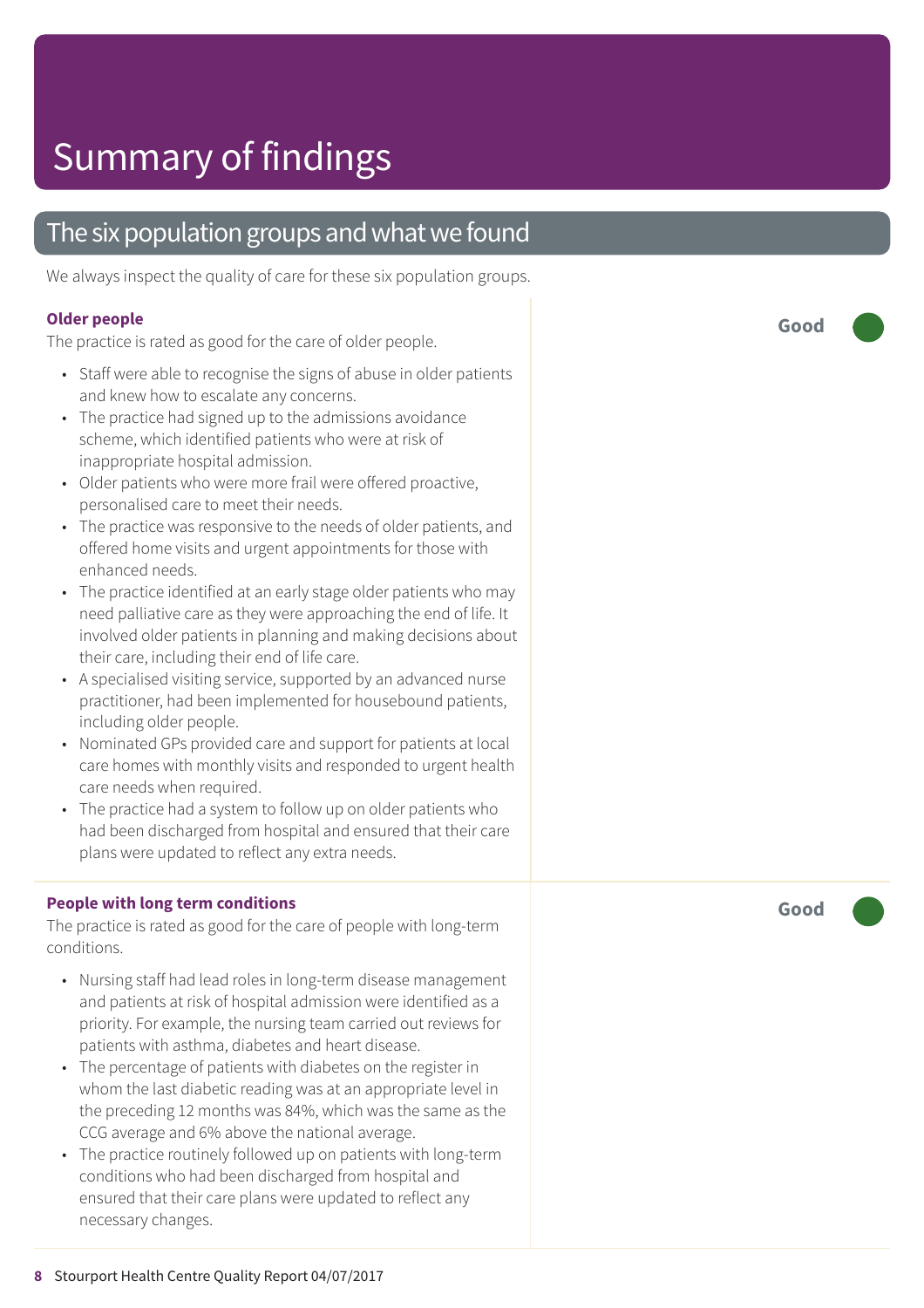# Summary of findings

## The six population groups and what we found

We always inspect the quality of care for these six population groups.

### Older people

**Good**

The practice is rated as good for the care of older people.

- Staff were able to recognise the signs of abuse in older patients and knew how to escalate any concerns.
- The practice had signed up to the admissions avoidance scheme, which identified patients who were at risk of inappropriate hospital admission.
- Older patients who were more frail were offered proactive, personalised care to meet their needs.
- The practice was responsive to the needs of older patients, and offered home visits and urgent appointments for those with enhanced needs.
- The practice identified at an early stage older patients who may need palliative care as they were approaching the end of life. It involved older patients in planning and making decisions about their care, including their end of life care.
- A specialised visiting service, supported by an advanced nurse practitioner, had been implemented for housebound patients, including older people.
- Nominated GPs provided care and support for patients at local care homes with monthly visits and responded to urgent health care needs when required.
- The practice had a system to follow up on older patients who had been discharged from hospital and ensured that their care plans were updated to reflect any extra needs.

### People with long term conditions

**Good**

The practice is rated as good for the care of people with long-term conditions.

- Nursing staff had lead roles in long-term disease management and patients at risk of hospital admission were identified as a priority. For example, the nursing team carried out reviews for patients with asthma, diabetes and heart disease.
- The percentage of patients with diabetes on the register in whom the last diabetic reading was at an appropriate level in the preceding 12 months was 84%, which was the same as the CCG average and 6% above the national average.
- The practice routinely followed up on patients with long-term conditions who had been discharged from hospital and ensured that their care plans were updated to reflect any necessary changes.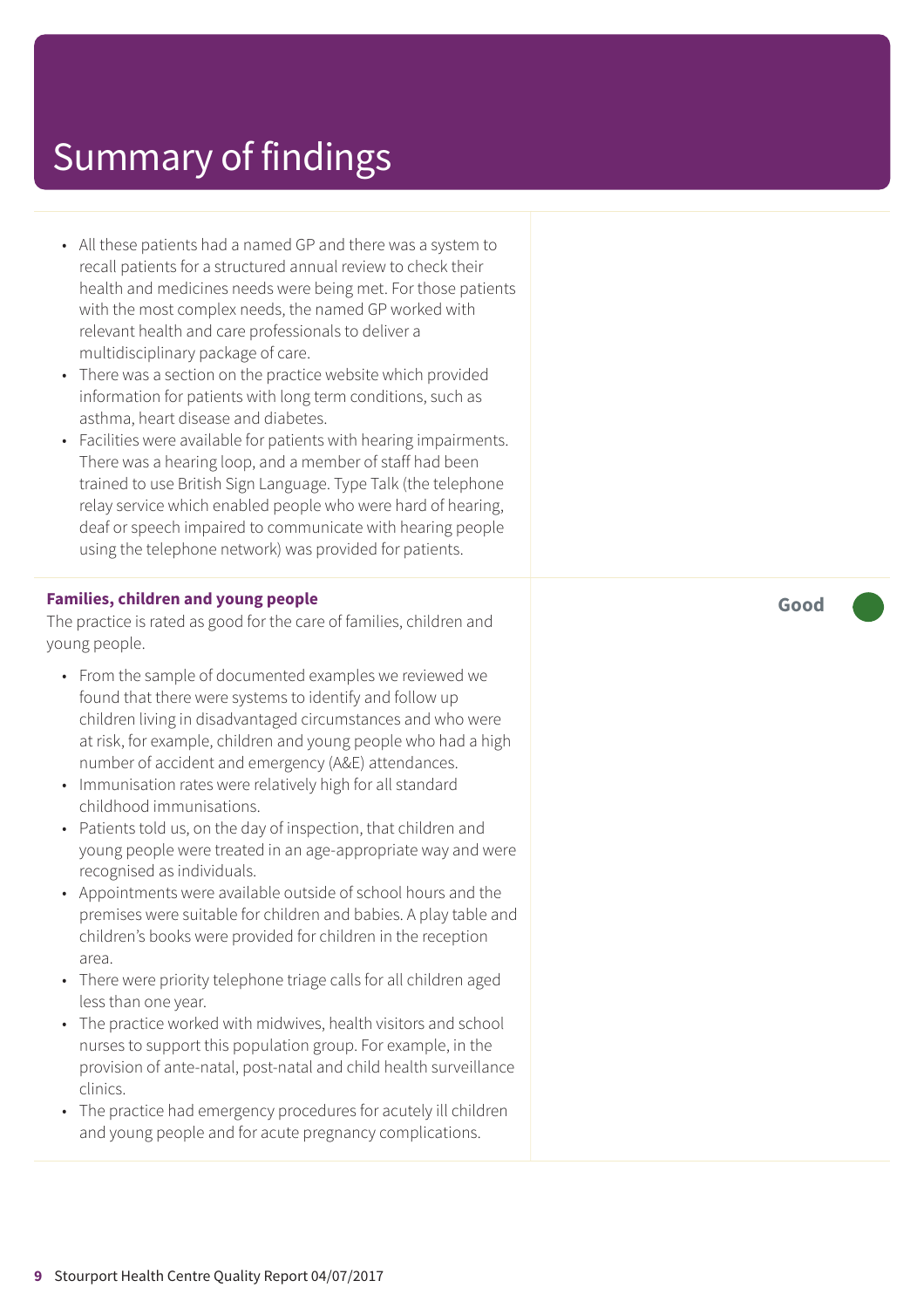# Summary of findings

- All these patients had a named GP and there was a system to recall patients for a structured annual review to check their health and medicines needs were being met. For those patients with the most complex needs, the named GP worked with relevant health and care professionals to deliver a multidisciplinary package of care.
- There was a section on the practice website which provided information for patients with long term conditions, such as asthma, heart disease and diabetes.
- Facilities were available for patients with hearing impairments. There was a hearing loop, and a member of staff had been trained to use British Sign Language. Type Talk (the telephone relay service which enabled people who were hard of hearing, deaf or speech impaired to communicate with hearing people using the telephone network) was provided for patients.

**Families, children and young people** — **Good**

The practice is rated as good for the care of families, children and young people.

- From the sample of documented examples we reviewed we found that there were systems to identify and follow up children living in disadvantaged circumstances and who were at risk, for example, children and young people who had a high number of accident and emergency (A&E) attendances.
- Immunisation rates were relatively high for all standard childhood immunisations.
- Patients told us, on the day of inspection, that children and young people were treated in an age-appropriate way and were recognised as individuals.
- Appointments were available outside of school hours and the premises were suitable for children and babies. A play table and children's books were provided for children in the reception area.
- There were priority telephone triage calls for all children aged less than one year.
- The practice worked with midwives, health visitors and school nurses to support this population group. For example, in the provision of ante-natal, post-natal and child health surveillance clinics.
- The practice had emergency procedures for acutely ill children and young people and for acute pregnancy complications.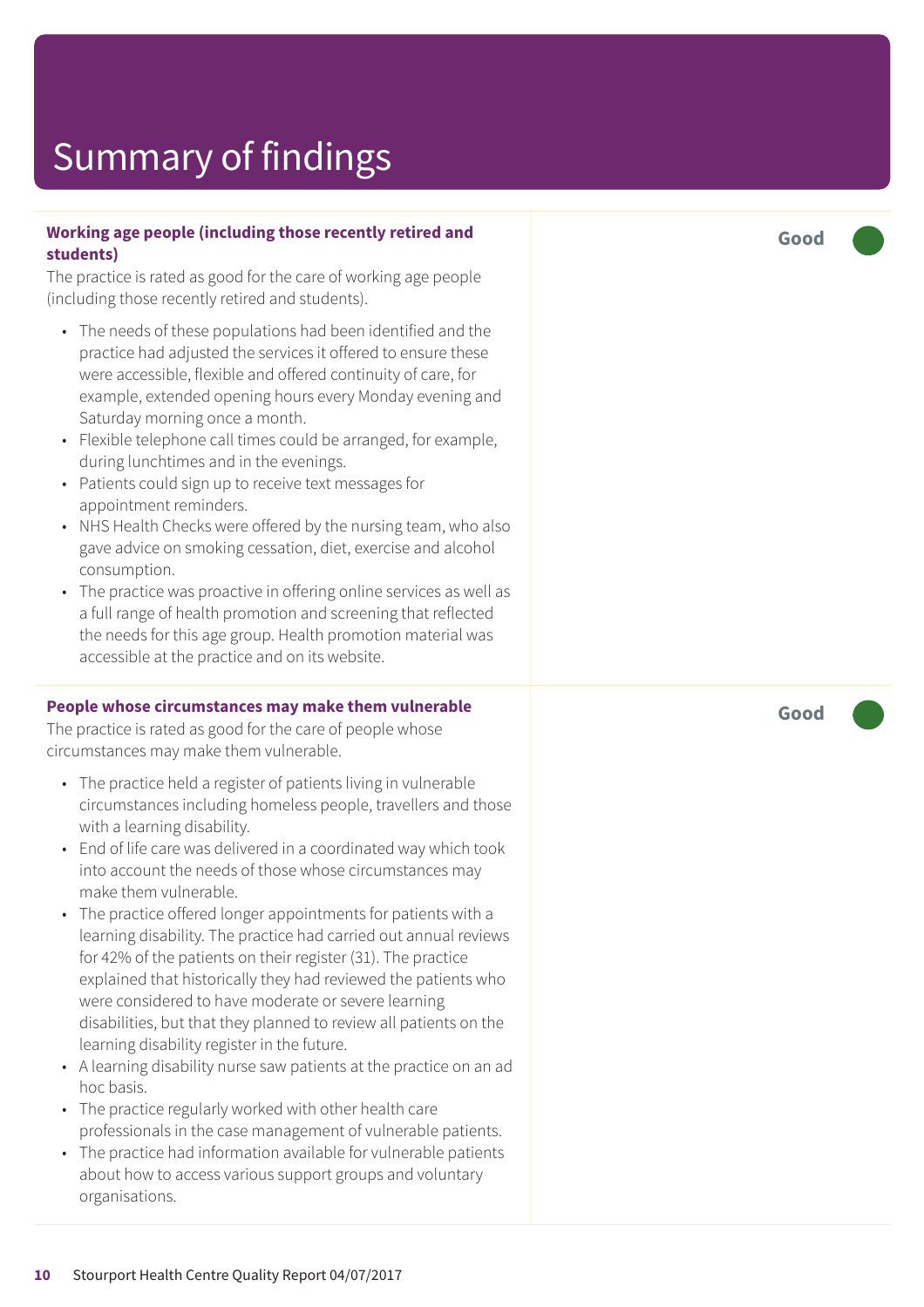# Summary of findings

**Working age people (including those recently retired and students)**

**Good**

The practice is rated as good for the care of working age people (including those recently retired and students).

- The needs of these populations had been identified and the practice had adjusted the services it offered to ensure these were accessible, flexible and offered continuity of care, for example, extended opening hours every Monday evening and Saturday morning once a month.
- Flexible telephone call times could be arranged, for example, during lunchtimes and in the evenings.
- Patients could sign up to receive text messages for appointment reminders.
- NHS Health Checks were offered by the nursing team, who also gave advice on smoking cessation, diet, exercise and alcohol consumption.
- The practice was proactive in offering online services as well as a full range of health promotion and screening that reflected the needs for this age group. Health promotion material was accessible at the practice and on its website.

**People whose circumstances may make them vulnerable**

**Good**

The practice is rated as good for the care of people whose circumstances may make them vulnerable.

- The practice held a register of patients living in vulnerable circumstances including homeless people, travellers and those with a learning disability.
- End of life care was delivered in a coordinated way which took into account the needs of those whose circumstances may make them vulnerable.
- The practice offered longer appointments for patients with a learning disability. The practice had carried out annual reviews for 42% of the patients on their register (31). The practice explained that historically they had reviewed the patients who were considered to have moderate or severe learning disabilities, but that they planned to review all patients on the learning disability register in the future.
- A learning disability nurse saw patients at the practice on an ad hoc basis.
- The practice regularly worked with other health care professionals in the case management of vulnerable patients.
- The practice had information available for vulnerable patients about how to access various support groups and voluntary organisations.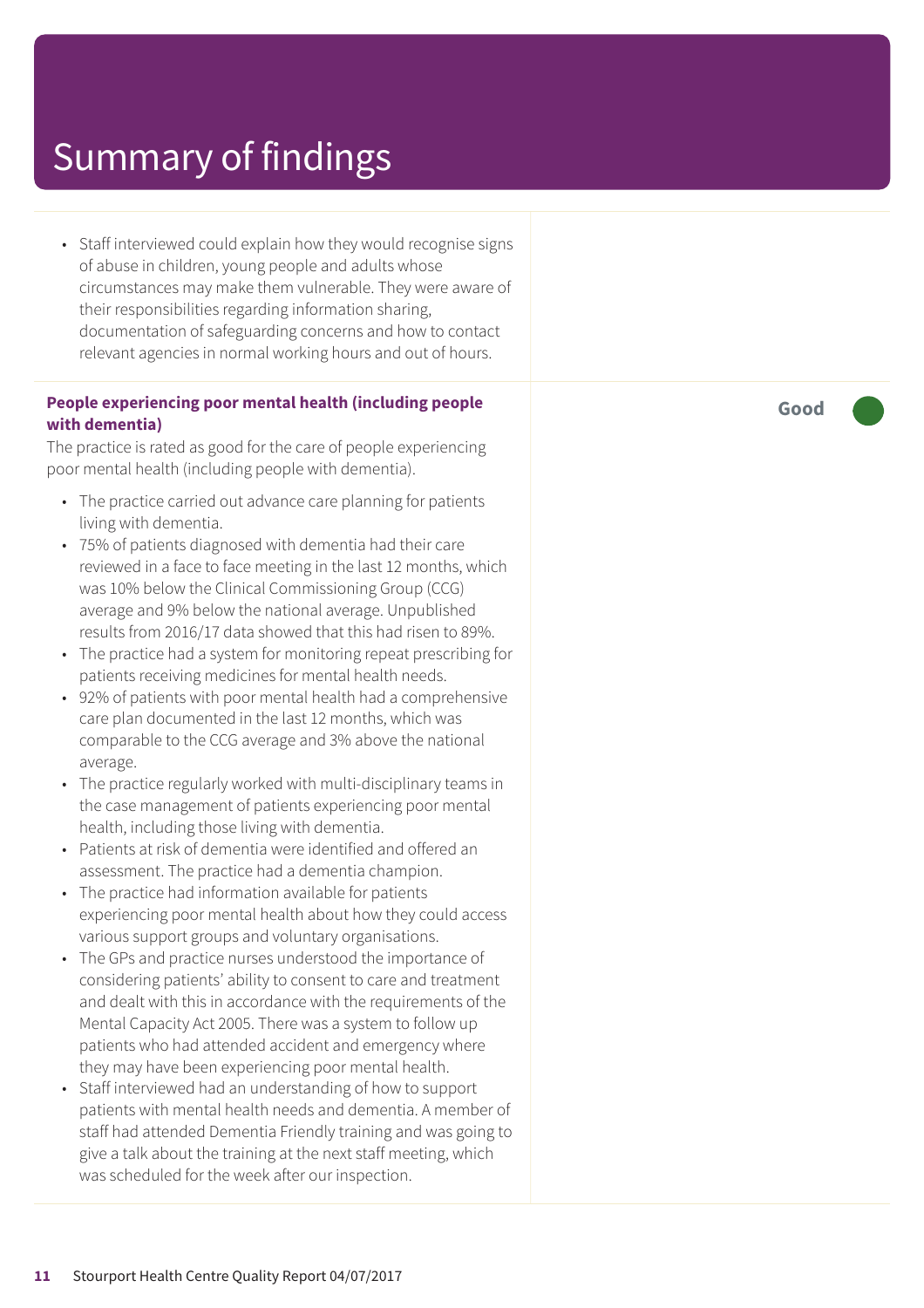# Summary of findings

- Staff interviewed could explain how they would recognise signs of abuse in children, young people and adults whose circumstances may make them vulnerable. They were aware of their responsibilities regarding information sharing, documentation of safeguarding concerns and how to contact relevant agencies in normal working hours and out of hours.

**People experiencing poor mental health (including people with dementia)** — **Good**

The practice is rated as good for the care of people experiencing poor mental health (including people with dementia).

- The practice carried out advance care planning for patients living with dementia.
- 75% of patients diagnosed with dementia had their care reviewed in a face to face meeting in the last 12 months, which was 10% below the Clinical Commissioning Group (CCG) average and 9% below the national average. Unpublished results from 2016/17 data showed that this had risen to 89%.
- The practice had a system for monitoring repeat prescribing for patients receiving medicines for mental health needs.
- 92% of patients with poor mental health had a comprehensive care plan documented in the last 12 months, which was comparable to the CCG average and 3% above the national average.
- The practice regularly worked with multi-disciplinary teams in the case management of patients experiencing poor mental health, including those living with dementia.
- Patients at risk of dementia were identified and offered an assessment. The practice had a dementia champion.
- The practice had information available for patients experiencing poor mental health about how they could access various support groups and voluntary organisations.
- The GPs and practice nurses understood the importance of considering patients' ability to consent to care and treatment and dealt with this in accordance with the requirements of the Mental Capacity Act 2005. There was a system to follow up patients who had attended accident and emergency where they may have been experiencing poor mental health.
- Staff interviewed had an understanding of how to support patients with mental health needs and dementia. A member of staff had attended Dementia Friendly training and was going to give a talk about the training at the next staff meeting, which was scheduled for the week after our inspection.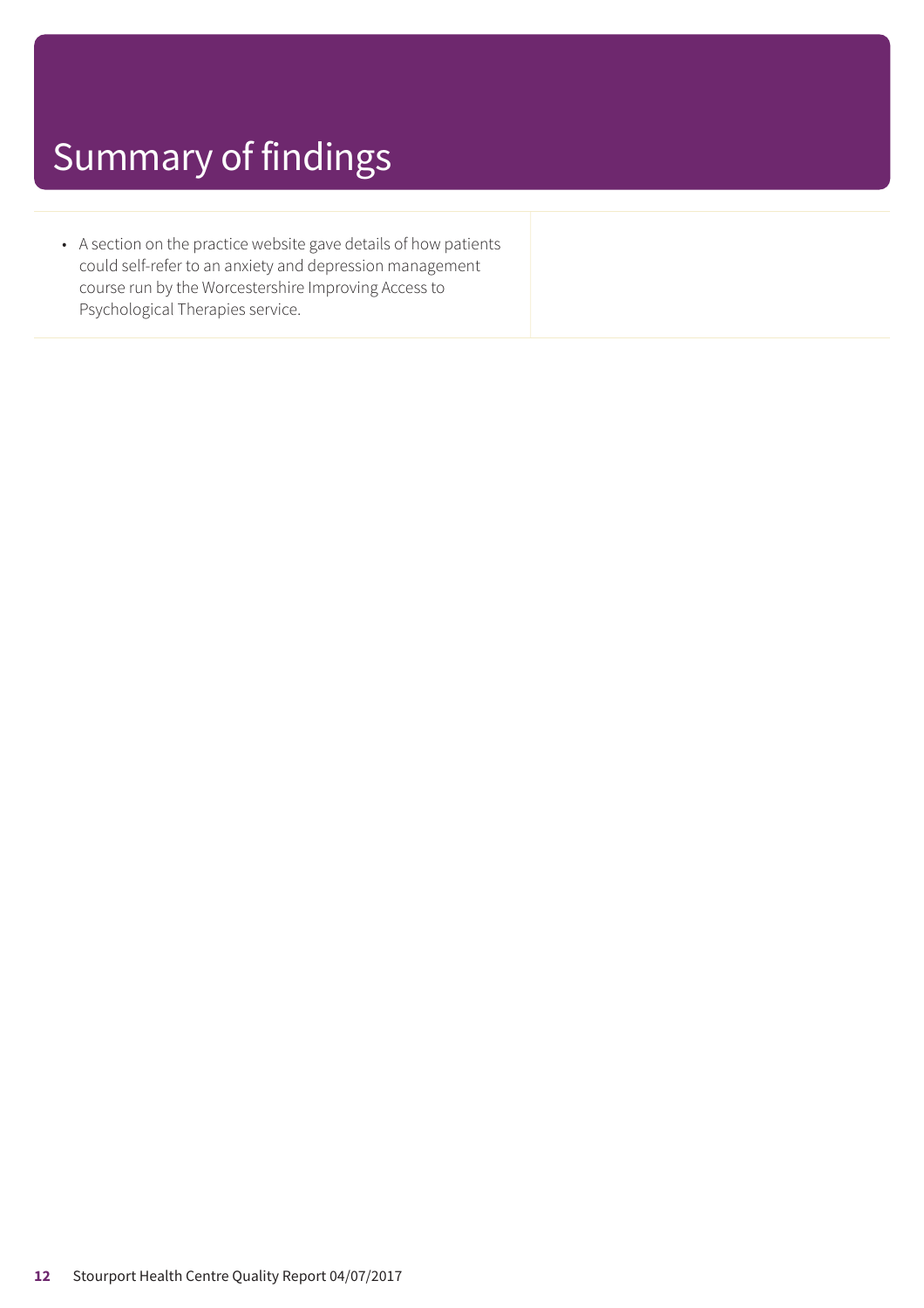# Summary of findings

- A section on the practice website gave details of how patients could self-refer to an anxiety and depression management course run by the Worcestershire Improving Access to Psychological Therapies service.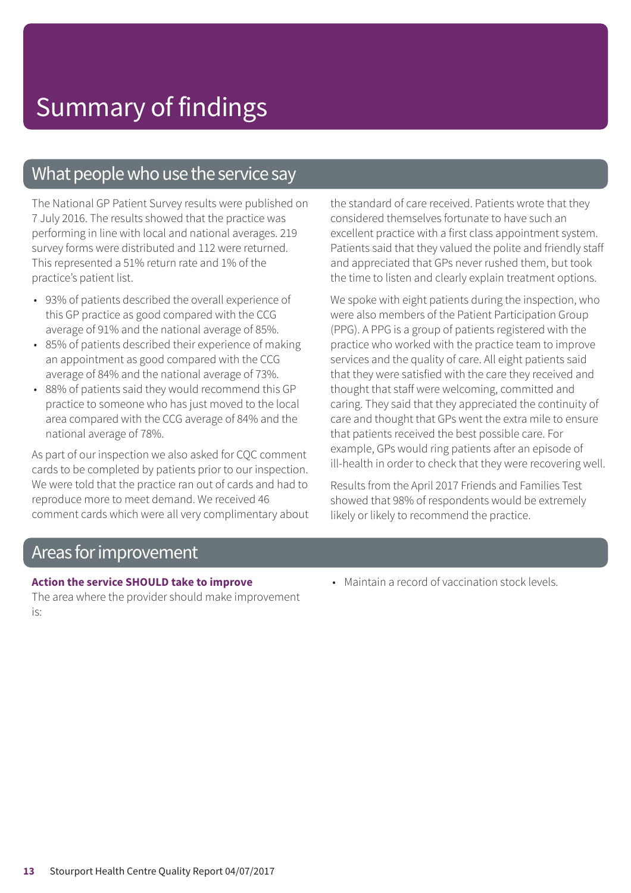# Summary of findings

## What people who use the service say

The National GP Patient Survey results were published on 7 July 2016. The results showed that the practice was performing in line with local and national averages. 219 survey forms were distributed and 112 were returned. This represented a 51% return rate and 1% of the practice's patient list.

- 93% of patients described the overall experience of this GP practice as good compared with the CCG average of 91% and the national average of 85%.
- 85% of patients described their experience of making an appointment as good compared with the CCG average of 84% and the national average of 73%.
- 88% of patients said they would recommend this GP practice to someone who has just moved to the local area compared with the CCG average of 84% and the national average of 78%.

As part of our inspection we also asked for CQC comment cards to be completed by patients prior to our inspection. We were told that the practice ran out of cards and had to reproduce more to meet demand. We received 46 comment cards which were all very complimentary about the standard of care received. Patients wrote that they considered themselves fortunate to have such an excellent practice with a first class appointment system. Patients said that they valued the polite and friendly staff and appreciated that GPs never rushed them, but took the time to listen and clearly explain treatment options.

We spoke with eight patients during the inspection, who were also members of the Patient Participation Group (PPG). A PPG is a group of patients registered with the practice who worked with the practice team to improve services and the quality of care. All eight patients said that they were satisfied with the care they received and thought that staff were welcoming, committed and caring. They said that they appreciated the continuity of care and thought that GPs went the extra mile to ensure that patients received the best possible care. For example, GPs would ring patients after an episode of ill-health in order to check that they were recovering well.

Results from the April 2017 Friends and Families Test showed that 98% of respondents would be extremely likely or likely to recommend the practice.

## Areas for improvement

**Action the service SHOULD take to improve**

The area where the provider should make improvement is:

- Maintain a record of vaccination stock levels.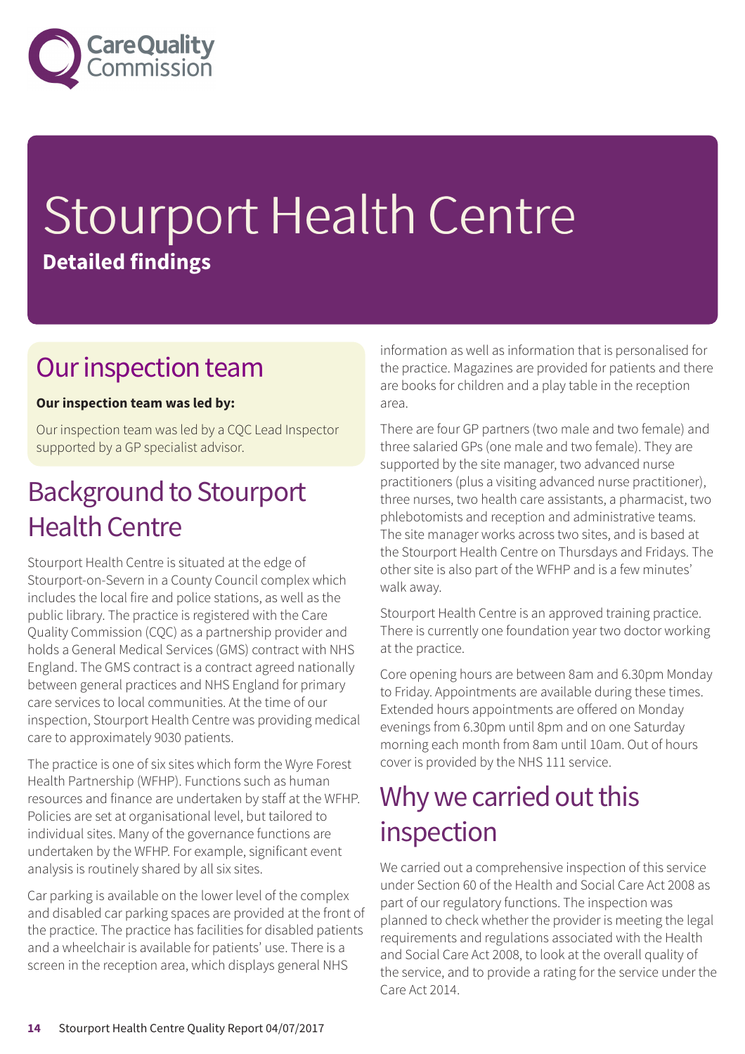# Stourport Health Centre

**Detailed findings**

## Our inspection team

**Our inspection team was led by:**

Our inspection team was led by a CQC Lead Inspector supported by a GP specialist advisor.

## Background to Stourport Health Centre

Stourport Health Centre is situated at the edge of Stourport-on-Severn in a County Council complex which includes the local fire and police stations, as well as the public library. The practice is registered with the Care Quality Commission (CQC) as a partnership provider and holds a General Medical Services (GMS) contract with NHS England. The GMS contract is a contract agreed nationally between general practices and NHS England for primary care services to local communities. At the time of our inspection, Stourport Health Centre was providing medical care to approximately 9030 patients.

The practice is one of six sites which form the Wyre Forest Health Partnership (WFHP). Functions such as human resources and finance are undertaken by staff at the WFHP. Policies are set at organisational level, but tailored to individual sites. Many of the governance functions are undertaken by the WFHP. For example, significant event analysis is routinely shared by all six sites.

Car parking is available on the lower level of the complex and disabled car parking spaces are provided at the front of the practice. The practice has facilities for disabled patients and a wheelchair is available for patients' use. There is a screen in the reception area, which displays general NHS information as well as information that is personalised for the practice. Magazines are provided for patients and there are books for children and a play table in the reception area.

There are four GP partners (two male and two female) and three salaried GPs (one male and two female). They are supported by the site manager, two advanced nurse practitioners (plus a visiting advanced nurse practitioner), three nurses, two health care assistants, a pharmacist, two phlebotomists and reception and administrative teams. The site manager works across two sites, and is based at the Stourport Health Centre on Thursdays and Fridays. The other site is also part of the WFHP and is a few minutes' walk away.

Stourport Health Centre is an approved training practice. There is currently one foundation year two doctor working at the practice.

Core opening hours are between 8am and 6.30pm Monday to Friday. Appointments are available during these times. Extended hours appointments are offered on Monday evenings from 6.30pm until 8pm and on one Saturday morning each month from 8am until 10am. Out of hours cover is provided by the NHS 111 service.

## Why we carried out this inspection

We carried out a comprehensive inspection of this service under Section 60 of the Health and Social Care Act 2008 as part of our regulatory functions. The inspection was planned to check whether the provider is meeting the legal requirements and regulations associated with the Health and Social Care Act 2008, to look at the overall quality of the service, and to provide a rating for the service under the Care Act 2014.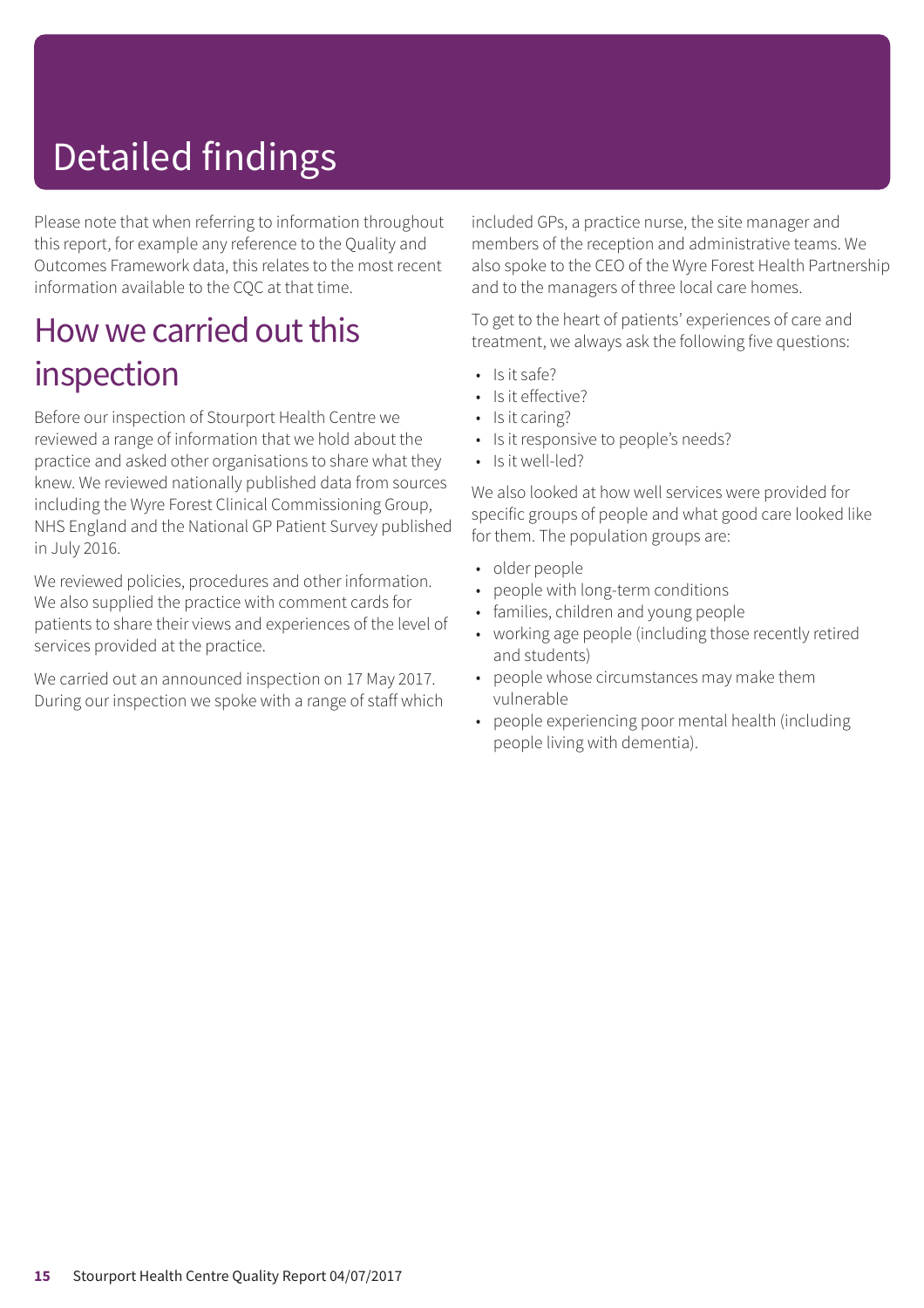# Detailed findings

Please note that when referring to information throughout this report, for example any reference to the Quality and Outcomes Framework data, this relates to the most recent information available to the CQC at that time.

## How we carried out this inspection

Before our inspection of Stourport Health Centre we reviewed a range of information that we hold about the practice and asked other organisations to share what they knew. We reviewed nationally published data from sources including the Wyre Forest Clinical Commissioning Group, NHS England and the National GP Patient Survey published in July 2016.

We reviewed policies, procedures and other information. We also supplied the practice with comment cards for patients to share their views and experiences of the level of services provided at the practice.

We carried out an announced inspection on 17 May 2017. During our inspection we spoke with a range of staff which included GPs, a practice nurse, the site manager and members of the reception and administrative teams. We also spoke to the CEO of the Wyre Forest Health Partnership and to the managers of three local care homes.

To get to the heart of patients' experiences of care and treatment, we always ask the following five questions:

- Is it safe?
- Is it effective?
- Is it caring?
- Is it responsive to people's needs?
- Is it well-led?

We also looked at how well services were provided for specific groups of people and what good care looked like for them. The population groups are:

- older people
- people with long-term conditions
- families, children and young people
- working age people (including those recently retired and students)
- people whose circumstances may make them vulnerable
- people experiencing poor mental health (including people living with dementia).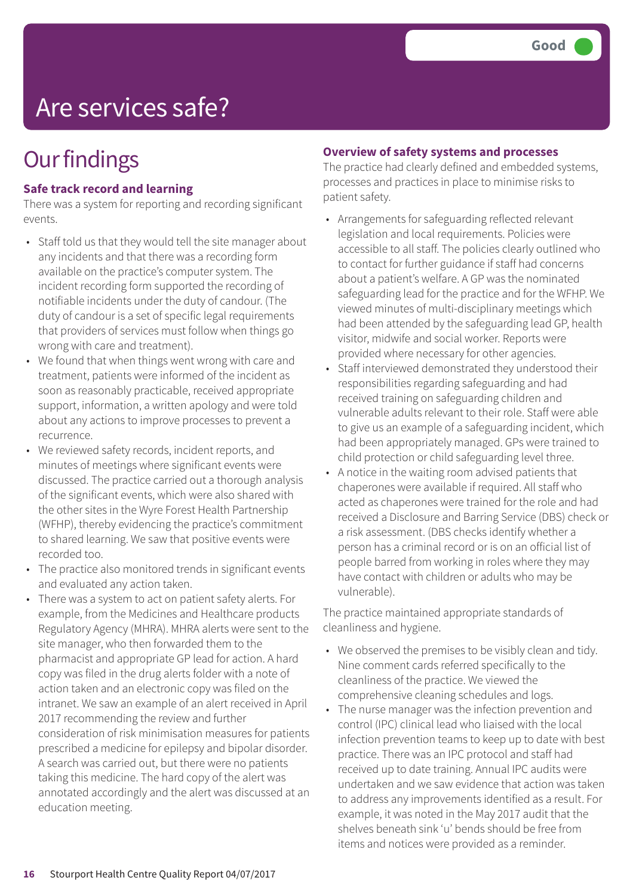# Are services safe?

**Good**

## Our findings

### Safe track record and learning

There was a system for reporting and recording significant events.

- Staff told us that they would tell the site manager about any incidents and that there was a recording form available on the practice's computer system. The incident recording form supported the recording of notifiable incidents under the duty of candour. (The duty of candour is a set of specific legal requirements that providers of services must follow when things go wrong with care and treatment).
- We found that when things went wrong with care and treatment, patients were informed of the incident as soon as reasonably practicable, received appropriate support, information, a written apology and were told about any actions to improve processes to prevent a recurrence.
- We reviewed safety records, incident reports, and minutes of meetings where significant events were discussed. The practice carried out a thorough analysis of the significant events, which were also shared with the other sites in the Wyre Forest Health Partnership (WFHP), thereby evidencing the practice's commitment to shared learning. We saw that positive events were recorded too.
- The practice also monitored trends in significant events and evaluated any action taken.
- There was a system to act on patient safety alerts. For example, from the Medicines and Healthcare products Regulatory Agency (MHRA). MHRA alerts were sent to the site manager, who then forwarded them to the pharmacist and appropriate GP lead for action. A hard copy was filed in the drug alerts folder with a note of action taken and an electronic copy was filed on the intranet. We saw an example of an alert received in April 2017 recommending the review and further consideration of risk minimisation measures for patients prescribed a medicine for epilepsy and bipolar disorder. A search was carried out, but there were no patients taking this medicine. The hard copy of the alert was annotated accordingly and the alert was discussed at an education meeting.

### Overview of safety systems and processes

The practice had clearly defined and embedded systems, processes and practices in place to minimise risks to patient safety.

- Arrangements for safeguarding reflected relevant legislation and local requirements. Policies were accessible to all staff. The policies clearly outlined who to contact for further guidance if staff had concerns about a patient's welfare. A GP was the nominated safeguarding lead for the practice and for the WFHP. We viewed minutes of multi-disciplinary meetings which had been attended by the safeguarding lead GP, health visitor, midwife and social worker. Reports were provided where necessary for other agencies.
- Staff interviewed demonstrated they understood their responsibilities regarding safeguarding and had received training on safeguarding children and vulnerable adults relevant to their role. Staff were able to give us an example of a safeguarding incident, which had been appropriately managed. GPs were trained to child protection or child safeguarding level three.
- A notice in the waiting room advised patients that chaperones were available if required. All staff who acted as chaperones were trained for the role and had received a Disclosure and Barring Service (DBS) check or a risk assessment. (DBS checks identify whether a person has a criminal record or is on an official list of people barred from working in roles where they may have contact with children or adults who may be vulnerable).

The practice maintained appropriate standards of cleanliness and hygiene.

- We observed the premises to be visibly clean and tidy. Nine comment cards referred specifically to the cleanliness of the practice. We viewed the comprehensive cleaning schedules and logs.
- The nurse manager was the infection prevention and control (IPC) clinical lead who liaised with the local infection prevention teams to keep up to date with best practice. There was an IPC protocol and staff had received up to date training. Annual IPC audits were undertaken and we saw evidence that action was taken to address any improvements identified as a result. For example, it was noted in the May 2017 audit that the shelves beneath sink 'u' bends should be free from items and notices were provided as a reminder.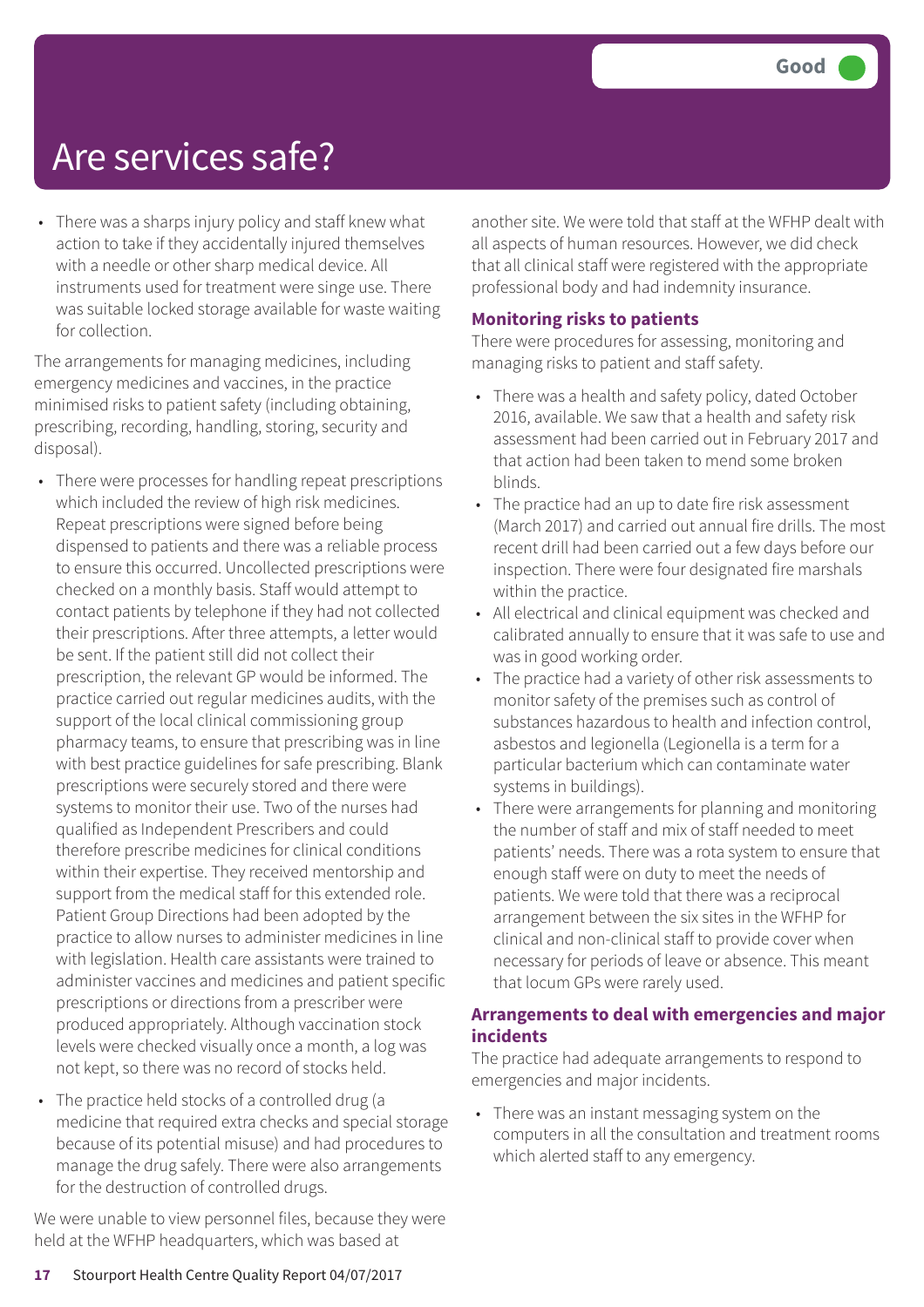# Are services safe?

Good

- There was a sharps injury policy and staff knew what action to take if they accidentally injured themselves with a needle or other sharp medical device. All instruments used for treatment were singe use. There was suitable locked storage available for waste waiting for collection.

The arrangements for managing medicines, including emergency medicines and vaccines, in the practice minimised risks to patient safety (including obtaining, prescribing, recording, handling, storing, security and disposal).

- There were processes for handling repeat prescriptions which included the review of high risk medicines. Repeat prescriptions were signed before being dispensed to patients and there was a reliable process to ensure this occurred. Uncollected prescriptions were checked on a monthly basis. Staff would attempt to contact patients by telephone if they had not collected their prescriptions. After three attempts, a letter would be sent. If the patient still did not collect their prescription, the relevant GP would be informed. The practice carried out regular medicines audits, with the support of the local clinical commissioning group pharmacy teams, to ensure that prescribing was in line with best practice guidelines for safe prescribing. Blank prescriptions were securely stored and there were systems to monitor their use. Two of the nurses had qualified as Independent Prescribers and could therefore prescribe medicines for clinical conditions within their expertise. They received mentorship and support from the medical staff for this extended role. Patient Group Directions had been adopted by the practice to allow nurses to administer medicines in line with legislation. Health care assistants were trained to administer vaccines and medicines and patient specific prescriptions or directions from a prescriber were produced appropriately. Although vaccination stock levels were checked visually once a month, a log was not kept, so there was no record of stocks held.
- The practice held stocks of a controlled drug (a medicine that required extra checks and special storage because of its potential misuse) and had procedures to manage the drug safely. There were also arrangements for the destruction of controlled drugs.

We were unable to view personnel files, because they were held at the WFHP headquarters, which was based at another site. We were told that staff at the WFHP dealt with all aspects of human resources. However, we did check that all clinical staff were registered with the appropriate professional body and had indemnity insurance.

### Monitoring risks to patients

There were procedures for assessing, monitoring and managing risks to patient and staff safety.

- There was a health and safety policy, dated October 2016, available. We saw that a health and safety risk assessment had been carried out in February 2017 and that action had been taken to mend some broken blinds.
- The practice had an up to date fire risk assessment (March 2017) and carried out annual fire drills. The most recent drill had been carried out a few days before our inspection. There were four designated fire marshals within the practice.
- All electrical and clinical equipment was checked and calibrated annually to ensure that it was safe to use and was in good working order.
- The practice had a variety of other risk assessments to monitor safety of the premises such as control of substances hazardous to health and infection control, asbestos and legionella (Legionella is a term for a particular bacterium which can contaminate water systems in buildings).
- There were arrangements for planning and monitoring the number of staff and mix of staff needed to meet patients' needs. There was a rota system to ensure that enough staff were on duty to meet the needs of patients. We were told that there was a reciprocal arrangement between the six sites in the WFHP for clinical and non-clinical staff to provide cover when necessary for periods of leave or absence. This meant that locum GPs were rarely used.

### Arrangements to deal with emergencies and major incidents

The practice had adequate arrangements to respond to emergencies and major incidents.

- There was an instant messaging system on the computers in all the consultation and treatment rooms which alerted staff to any emergency.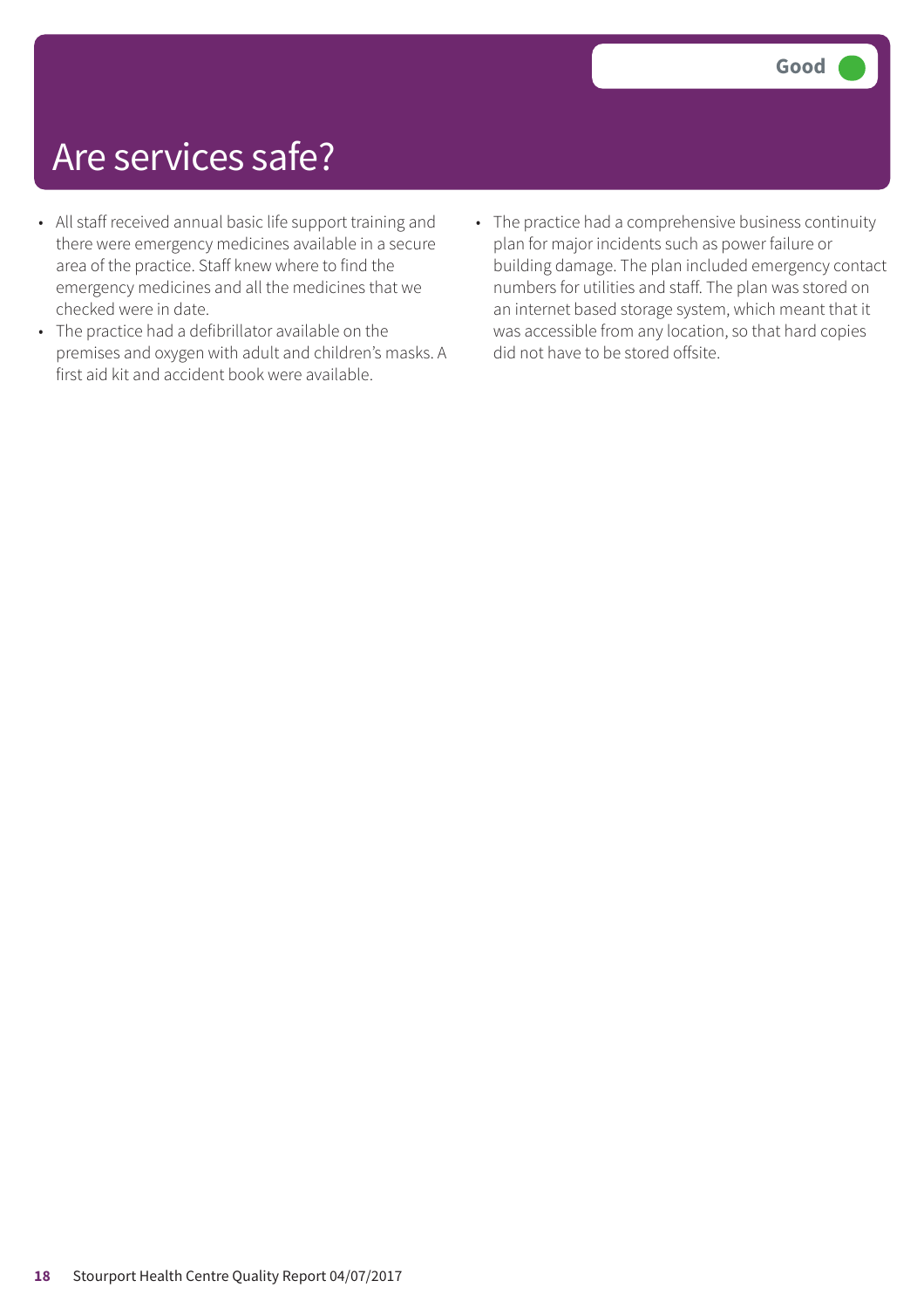# Are services safe?

**Good**

- All staff received annual basic life support training and there were emergency medicines available in a secure area of the practice. Staff knew where to find the emergency medicines and all the medicines that we checked were in date.
- The practice had a defibrillator available on the premises and oxygen with adult and children's masks. A first aid kit and accident book were available.
- The practice had a comprehensive business continuity plan for major incidents such as power failure or building damage. The plan included emergency contact numbers for utilities and staff. The plan was stored on an internet based storage system, which meant that it was accessible from any location, so that hard copies did not have to be stored offsite.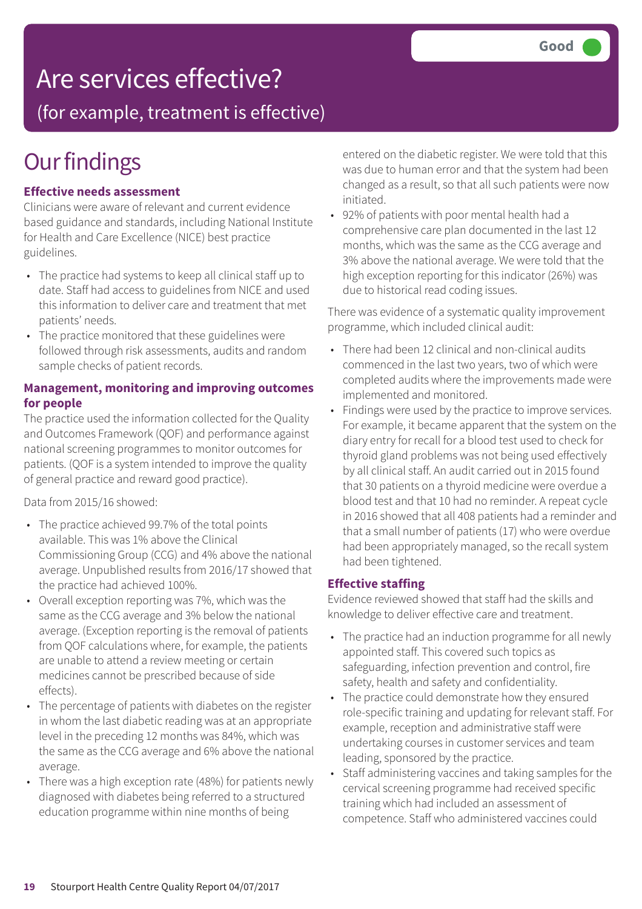# Are services effective?

## (for example, treatment is effective)

Good

# Our findings

### Effective needs assessment

Clinicians were aware of relevant and current evidence based guidance and standards, including National Institute for Health and Care Excellence (NICE) best practice guidelines.

- The practice had systems to keep all clinical staff up to date. Staff had access to guidelines from NICE and used this information to deliver care and treatment that met patients' needs.
- The practice monitored that these guidelines were followed through risk assessments, audits and random sample checks of patient records.

### Management, monitoring and improving outcomes for people

The practice used the information collected for the Quality and Outcomes Framework (QOF) and performance against national screening programmes to monitor outcomes for patients. (QOF is a system intended to improve the quality of general practice and reward good practice).

Data from 2015/16 showed:

- The practice achieved 99.7% of the total points available. This was 1% above the Clinical Commissioning Group (CCG) and 4% above the national average. Unpublished results from 2016/17 showed that the practice had achieved 100%.
- Overall exception reporting was 7%, which was the same as the CCG average and 3% below the national average. (Exception reporting is the removal of patients from QOF calculations where, for example, the patients are unable to attend a review meeting or certain medicines cannot be prescribed because of side effects).
- The percentage of patients with diabetes on the register in whom the last diabetic reading was at an appropriate level in the preceding 12 months was 84%, which was the same as the CCG average and 6% above the national average.
- There was a high exception rate (48%) for patients newly diagnosed with diabetes being referred to a structured education programme within nine months of being entered on the diabetic register. We were told that this was due to human error and that the system had been changed as a result, so that all such patients were now initiated.
- 92% of patients with poor mental health had a comprehensive care plan documented in the last 12 months, which was the same as the CCG average and 3% above the national average. We were told that the high exception reporting for this indicator (26%) was due to historical read coding issues.

There was evidence of a systematic quality improvement programme, which included clinical audit:

- There had been 12 clinical and non-clinical audits commenced in the last two years, two of which were completed audits where the improvements made were implemented and monitored.
- Findings were used by the practice to improve services. For example, it became apparent that the system on the diary entry for recall for a blood test used to check for thyroid gland problems was not being used effectively by all clinical staff. An audit carried out in 2015 found that 30 patients on a thyroid medicine were overdue a blood test and that 10 had no reminder. A repeat cycle in 2016 showed that all 408 patients had a reminder and that a small number of patients (17) who were overdue had been appropriately managed, so the recall system had been tightened.

### Effective staffing

Evidence reviewed showed that staff had the skills and knowledge to deliver effective care and treatment.

- The practice had an induction programme for all newly appointed staff. This covered such topics as safeguarding, infection prevention and control, fire safety, health and safety and confidentiality.
- The practice could demonstrate how they ensured role-specific training and updating for relevant staff. For example, reception and administrative staff were undertaking courses in customer services and team leading, sponsored by the practice.
- Staff administering vaccines and taking samples for the cervical screening programme had received specific training which had included an assessment of competence. Staff who administered vaccines could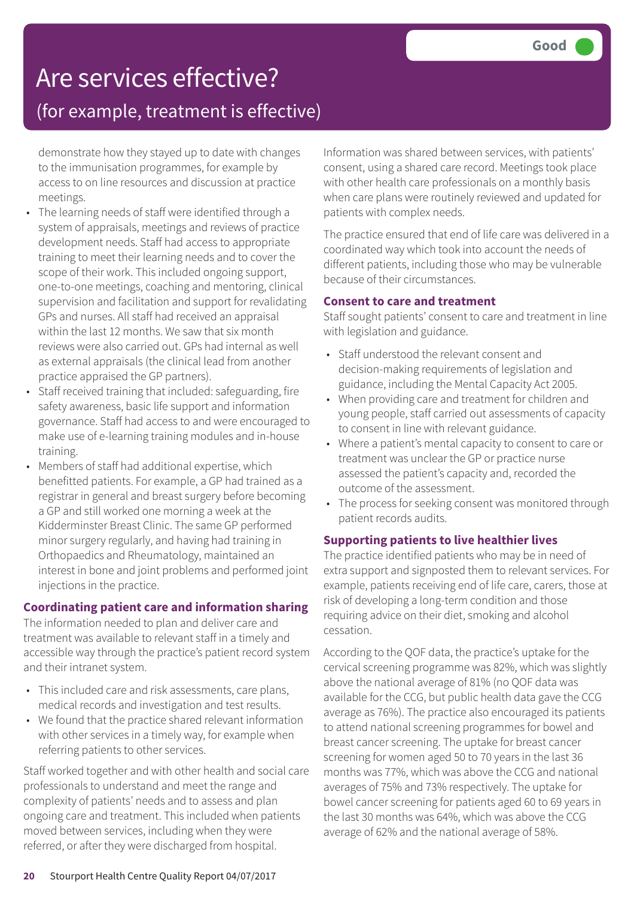# Are services effective?

## (for example, treatment is effective)

**Good**

demonstrate how they stayed up to date with changes to the immunisation programmes, for example by access to on line resources and discussion at practice meetings.

- The learning needs of staff were identified through a system of appraisals, meetings and reviews of practice development needs. Staff had access to appropriate training to meet their learning needs and to cover the scope of their work. This included ongoing support, one-to-one meetings, coaching and mentoring, clinical supervision and facilitation and support for revalidating GPs and nurses. All staff had received an appraisal within the last 12 months. We saw that six month reviews were also carried out. GPs had internal as well as external appraisals (the clinical lead from another practice appraised the GP partners).
- Staff received training that included: safeguarding, fire safety awareness, basic life support and information governance. Staff had access to and were encouraged to make use of e-learning training modules and in-house training.
- Members of staff had additional expertise, which benefitted patients. For example, a GP had trained as a registrar in general and breast surgery before becoming a GP and still worked one morning a week at the Kidderminster Breast Clinic. The same GP performed minor surgery regularly, and having had training in Orthopaedics and Rheumatology, maintained an interest in bone and joint problems and performed joint injections in the practice.

### Coordinating patient care and information sharing

The information needed to plan and deliver care and treatment was available to relevant staff in a timely and accessible way through the practice's patient record system and their intranet system.

- This included care and risk assessments, care plans, medical records and investigation and test results.
- We found that the practice shared relevant information with other services in a timely way, for example when referring patients to other services.

Staff worked together and with other health and social care professionals to understand and meet the range and complexity of patients' needs and to assess and plan ongoing care and treatment. This included when patients moved between services, including when they were referred, or after they were discharged from hospital.

Information was shared between services, with patients' consent, using a shared care record. Meetings took place with other health care professionals on a monthly basis when care plans were routinely reviewed and updated for patients with complex needs.

The practice ensured that end of life care was delivered in a coordinated way which took into account the needs of different patients, including those who may be vulnerable because of their circumstances.

### Consent to care and treatment

Staff sought patients' consent to care and treatment in line with legislation and guidance.

- Staff understood the relevant consent and decision-making requirements of legislation and guidance, including the Mental Capacity Act 2005.
- When providing care and treatment for children and young people, staff carried out assessments of capacity to consent in line with relevant guidance.
- Where a patient's mental capacity to consent to care or treatment was unclear the GP or practice nurse assessed the patient's capacity and, recorded the outcome of the assessment.
- The process for seeking consent was monitored through patient records audits.

### Supporting patients to live healthier lives

The practice identified patients who may be in need of extra support and signposted them to relevant services. For example, patients receiving end of life care, carers, those at risk of developing a long-term condition and those requiring advice on their diet, smoking and alcohol cessation.

According to the QOF data, the practice's uptake for the cervical screening programme was 82%, which was slightly above the national average of 81% (no QOF data was available for the CCG, but public health data gave the CCG average as 76%). The practice also encouraged its patients to attend national screening programmes for bowel and breast cancer screening. The uptake for breast cancer screening for women aged 50 to 70 years in the last 36 months was 77%, which was above the CCG and national averages of 75% and 73% respectively. The uptake for bowel cancer screening for patients aged 60 to 69 years in the last 30 months was 64%, which was above the CCG average of 62% and the national average of 58%.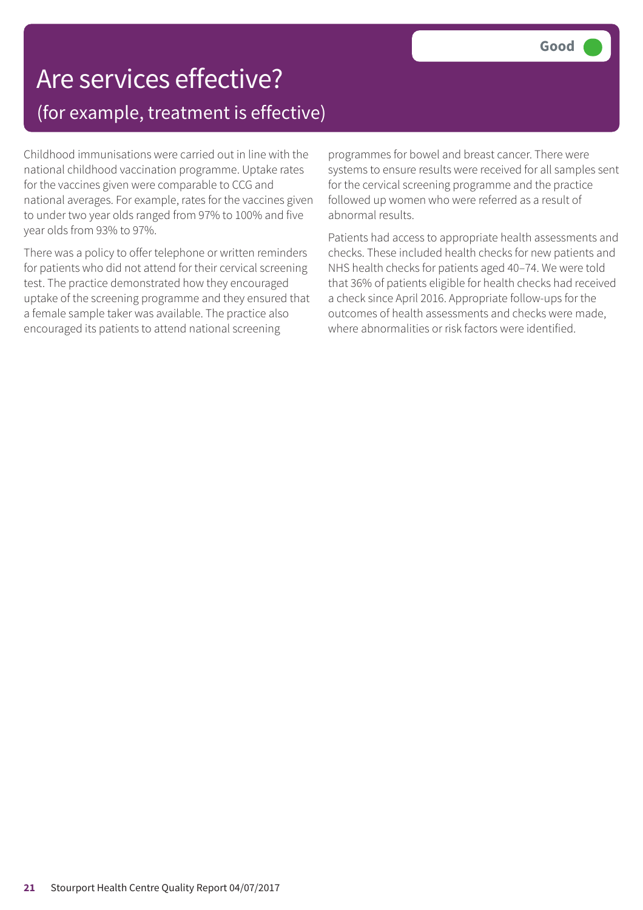# Are services effective?

## (for example, treatment is effective)

**Good**

Childhood immunisations were carried out in line with the national childhood vaccination programme. Uptake rates for the vaccines given were comparable to CCG and national averages. For example, rates for the vaccines given to under two year olds ranged from 97% to 100% and five year olds from 93% to 97%.

There was a policy to offer telephone or written reminders for patients who did not attend for their cervical screening test. The practice demonstrated how they encouraged uptake of the screening programme and they ensured that a female sample taker was available. The practice also encouraged its patients to attend national screening programmes for bowel and breast cancer. There were systems to ensure results were received for all samples sent for the cervical screening programme and the practice followed up women who were referred as a result of abnormal results.

Patients had access to appropriate health assessments and checks. These included health checks for new patients and NHS health checks for patients aged 40–74. We were told that 36% of patients eligible for health checks had received a check since April 2016. Appropriate follow-ups for the outcomes of health assessments and checks were made, where abnormalities or risk factors were identified.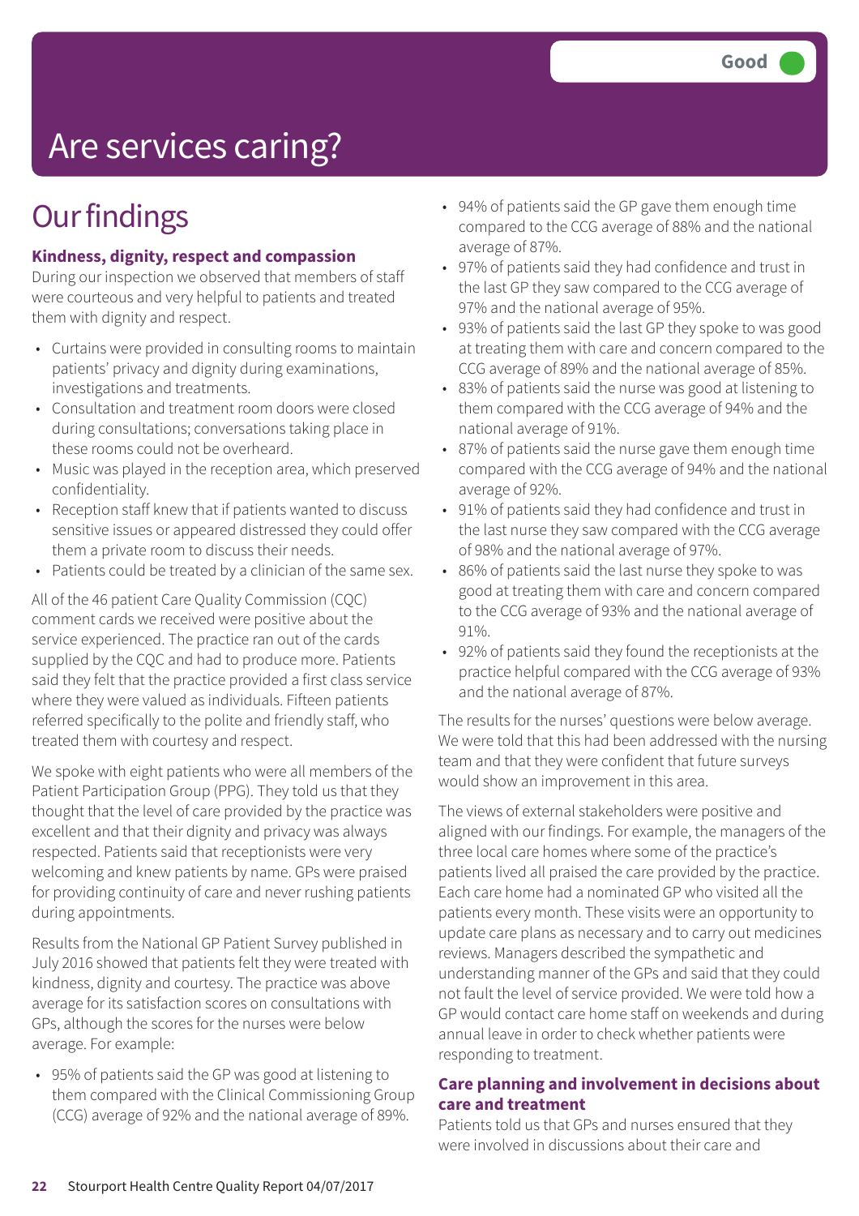# Are services caring?

Good

## Our findings

### Kindness, dignity, respect and compassion

During our inspection we observed that members of staff were courteous and very helpful to patients and treated them with dignity and respect.

- Curtains were provided in consulting rooms to maintain patients' privacy and dignity during examinations, investigations and treatments.
- Consultation and treatment room doors were closed during consultations; conversations taking place in these rooms could not be overheard.
- Music was played in the reception area, which preserved confidentiality.
- Reception staff knew that if patients wanted to discuss sensitive issues or appeared distressed they could offer them a private room to discuss their needs.
- Patients could be treated by a clinician of the same sex.

All of the 46 patient Care Quality Commission (CQC) comment cards we received were positive about the service experienced. The practice ran out of the cards supplied by the CQC and had to produce more. Patients said they felt that the practice provided a first class service where they were valued as individuals. Fifteen patients referred specifically to the polite and friendly staff, who treated them with courtesy and respect.

We spoke with eight patients who were all members of the Patient Participation Group (PPG). They told us that they thought that the level of care provided by the practice was excellent and that their dignity and privacy was always respected. Patients said that receptionists were very welcoming and knew patients by name. GPs were praised for providing continuity of care and never rushing patients during appointments.

Results from the National GP Patient Survey published in July 2016 showed that patients felt they were treated with kindness, dignity and courtesy. The practice was above average for its satisfaction scores on consultations with GPs, although the scores for the nurses were below average. For example:

- 95% of patients said the GP was good at listening to them compared with the Clinical Commissioning Group (CCG) average of 92% and the national average of 89%.
- 94% of patients said the GP gave them enough time compared to the CCG average of 88% and the national average of 87%.
- 97% of patients said they had confidence and trust in the last GP they saw compared to the CCG average of 97% and the national average of 95%.
- 93% of patients said the last GP they spoke to was good at treating them with care and concern compared to the CCG average of 89% and the national average of 85%.
- 83% of patients said the nurse was good at listening to them compared with the CCG average of 94% and the national average of 91%.
- 87% of patients said the nurse gave them enough time compared with the CCG average of 94% and the national average of 92%.
- 91% of patients said they had confidence and trust in the last nurse they saw compared with the CCG average of 98% and the national average of 97%.
- 86% of patients said the last nurse they spoke to was good at treating them with care and concern compared to the CCG average of 93% and the national average of 91%.
- 92% of patients said they found the receptionists at the practice helpful compared with the CCG average of 93% and the national average of 87%.

The results for the nurses' questions were below average. We were told that this had been addressed with the nursing team and that they were confident that future surveys would show an improvement in this area.

The views of external stakeholders were positive and aligned with our findings. For example, the managers of the three local care homes where some of the practice's patients lived all praised the care provided by the practice. Each care home had a nominated GP who visited all the patients every month. These visits were an opportunity to update care plans as necessary and to carry out medicines reviews. Managers described the sympathetic and understanding manner of the GPs and said that they could not fault the level of service provided. We were told how a GP would contact care home staff on weekends and during annual leave in order to check whether patients were responding to treatment.

### Care planning and involvement in decisions about care and treatment

Patients told us that GPs and nurses ensured that they were involved in discussions about their care and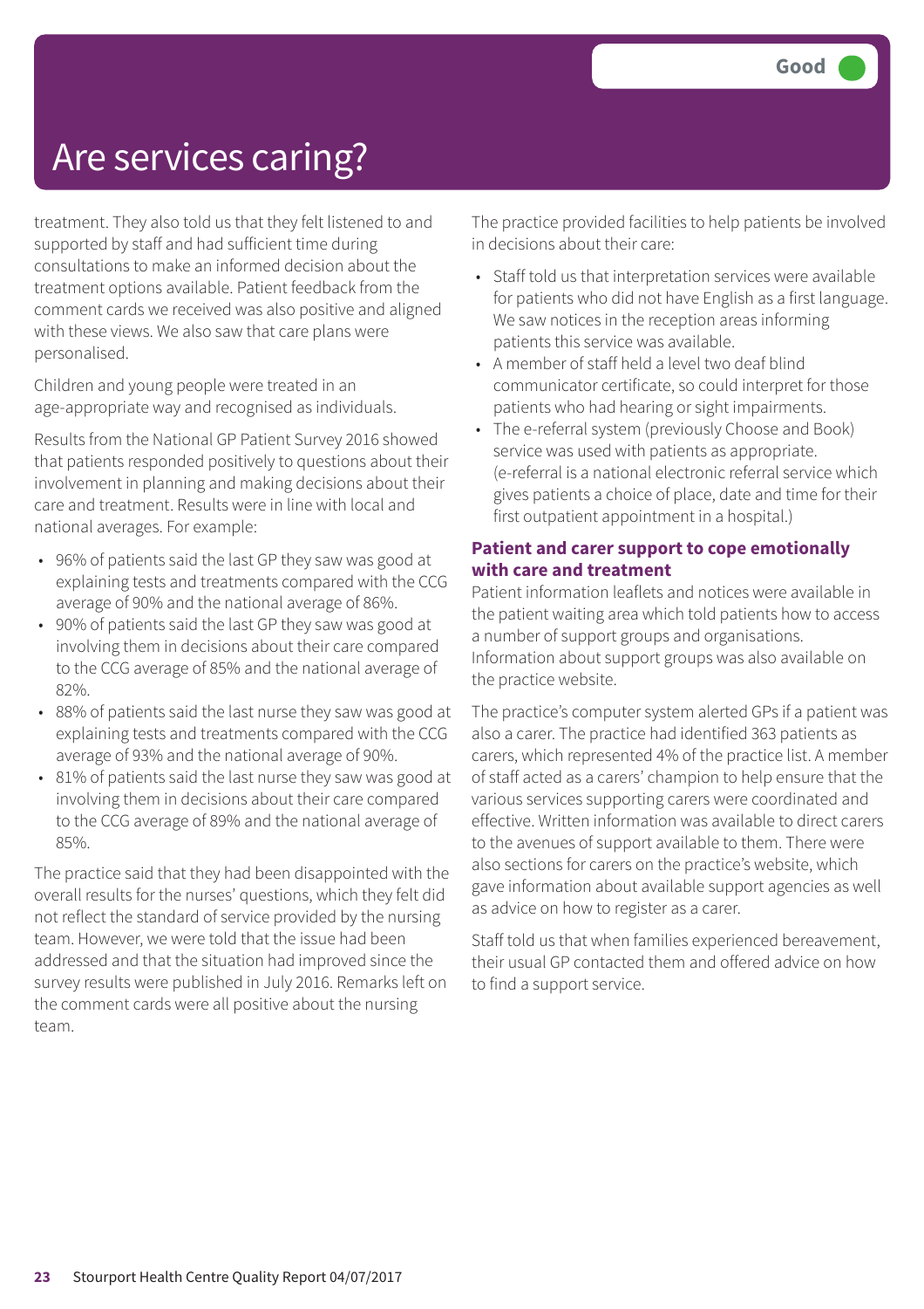# Are services caring?

Good

treatment. They also told us that they felt listened to and supported by staff and had sufficient time during consultations to make an informed decision about the treatment options available. Patient feedback from the comment cards we received was also positive and aligned with these views. We also saw that care plans were personalised.

Children and young people were treated in an age-appropriate way and recognised as individuals.

Results from the National GP Patient Survey 2016 showed that patients responded positively to questions about their involvement in planning and making decisions about their care and treatment. Results were in line with local and national averages. For example:

- 96% of patients said the last GP they saw was good at explaining tests and treatments compared with the CCG average of 90% and the national average of 86%.
- 90% of patients said the last GP they saw was good at involving them in decisions about their care compared to the CCG average of 85% and the national average of 82%.
- 88% of patients said the last nurse they saw was good at explaining tests and treatments compared with the CCG average of 93% and the national average of 90%.
- 81% of patients said the last nurse they saw was good at involving them in decisions about their care compared to the CCG average of 89% and the national average of 85%.

The practice said that they had been disappointed with the overall results for the nurses' questions, which they felt did not reflect the standard of service provided by the nursing team. However, we were told that the issue had been addressed and that the situation had improved since the survey results were published in July 2016. Remarks left on the comment cards were all positive about the nursing team.

The practice provided facilities to help patients be involved in decisions about their care:

- Staff told us that interpretation services were available for patients who did not have English as a first language. We saw notices in the reception areas informing patients this service was available.
- A member of staff held a level two deaf blind communicator certificate, so could interpret for those patients who had hearing or sight impairments.
- The e-referral system (previously Choose and Book) service was used with patients as appropriate. (e-referral is a national electronic referral service which gives patients a choice of place, date and time for their first outpatient appointment in a hospital.)

**Patient and carer support to cope emotionally with care and treatment**

Patient information leaflets and notices were available in the patient waiting area which told patients how to access a number of support groups and organisations. Information about support groups was also available on the practice website.

The practice's computer system alerted GPs if a patient was also a carer. The practice had identified 363 patients as carers, which represented 4% of the practice list. A member of staff acted as a carers' champion to help ensure that the various services supporting carers were coordinated and effective. Written information was available to direct carers to the avenues of support available to them. There were also sections for carers on the practice's website, which gave information about available support agencies as well as advice on how to register as a carer.

Staff told us that when families experienced bereavement, their usual GP contacted them and offered advice on how to find a support service.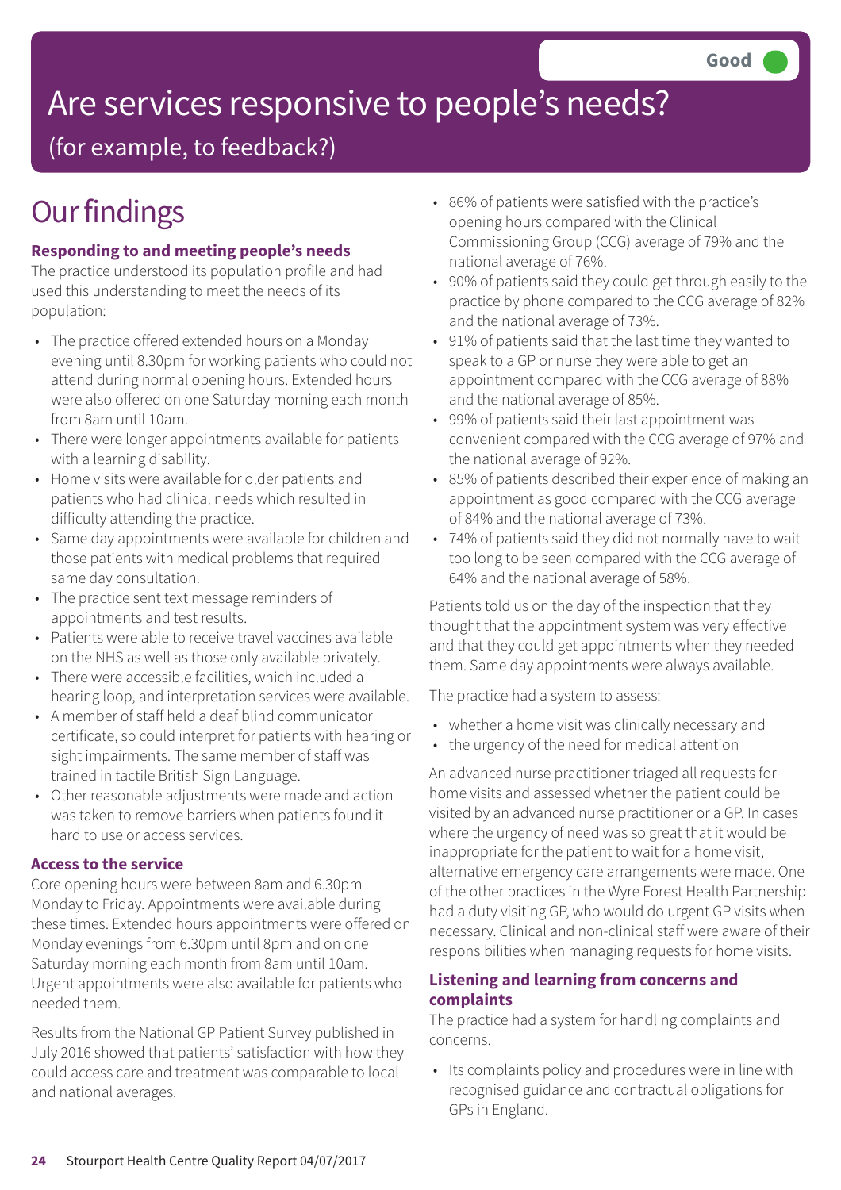Good

# Are services responsive to people's needs?

(for example, to feedback?)

## Our findings

### Responding to and meeting people's needs

The practice understood its population profile and had used this understanding to meet the needs of its population:

- The practice offered extended hours on a Monday evening until 8.30pm for working patients who could not attend during normal opening hours. Extended hours were also offered on one Saturday morning each month from 8am until 10am.
- There were longer appointments available for patients with a learning disability.
- Home visits were available for older patients and patients who had clinical needs which resulted in difficulty attending the practice.
- Same day appointments were available for children and those patients with medical problems that required same day consultation.
- The practice sent text message reminders of appointments and test results.
- Patients were able to receive travel vaccines available on the NHS as well as those only available privately.
- There were accessible facilities, which included a hearing loop, and interpretation services were available.
- A member of staff held a deaf blind communicator certificate, so could interpret for patients with hearing or sight impairments. The same member of staff was trained in tactile British Sign Language.
- Other reasonable adjustments were made and action was taken to remove barriers when patients found it hard to use or access services.

### Access to the service

Core opening hours were between 8am and 6.30pm Monday to Friday. Appointments were available during these times. Extended hours appointments were offered on Monday evenings from 6.30pm until 8pm and on one Saturday morning each month from 8am until 10am. Urgent appointments were also available for patients who needed them.

Results from the National GP Patient Survey published in July 2016 showed that patients' satisfaction with how they could access care and treatment was comparable to local and national averages.

- 86% of patients were satisfied with the practice's opening hours compared with the Clinical Commissioning Group (CCG) average of 79% and the national average of 76%.
- 90% of patients said they could get through easily to the practice by phone compared to the CCG average of 82% and the national average of 73%.
- 91% of patients said that the last time they wanted to speak to a GP or nurse they were able to get an appointment compared with the CCG average of 88% and the national average of 85%.
- 99% of patients said their last appointment was convenient compared with the CCG average of 97% and the national average of 92%.
- 85% of patients described their experience of making an appointment as good compared with the CCG average of 84% and the national average of 73%.
- 74% of patients said they did not normally have to wait too long to be seen compared with the CCG average of 64% and the national average of 58%.

Patients told us on the day of the inspection that they thought that the appointment system was very effective and that they could get appointments when they needed them. Same day appointments were always available.

The practice had a system to assess:

- whether a home visit was clinically necessary and
- the urgency of the need for medical attention

An advanced nurse practitioner triaged all requests for home visits and assessed whether the patient could be visited by an advanced nurse practitioner or a GP. In cases where the urgency of need was so great that it would be inappropriate for the patient to wait for a home visit, alternative emergency care arrangements were made. One of the other practices in the Wyre Forest Health Partnership had a duty visiting GP, who would do urgent GP visits when necessary. Clinical and non-clinical staff were aware of their responsibilities when managing requests for home visits.

### Listening and learning from concerns and complaints

The practice had a system for handling complaints and concerns.

- Its complaints policy and procedures were in line with recognised guidance and contractual obligations for GPs in England.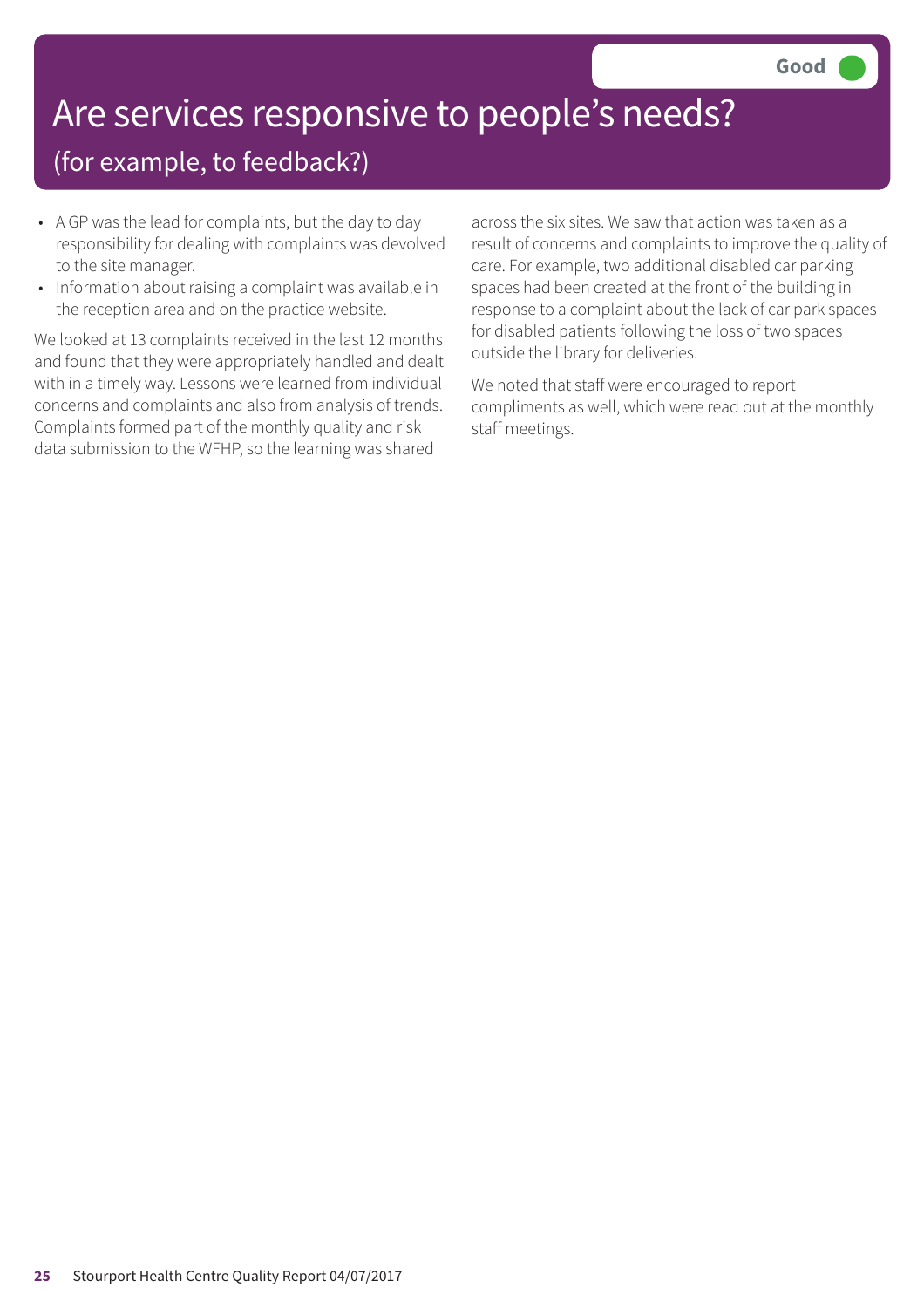# Are services responsive to people's needs?

## (for example, to feedback?)

**Good**

- A GP was the lead for complaints, but the day to day responsibility for dealing with complaints was devolved to the site manager.
- Information about raising a complaint was available in the reception area and on the practice website.

We looked at 13 complaints received in the last 12 months and found that they were appropriately handled and dealt with in a timely way. Lessons were learned from individual concerns and complaints and also from analysis of trends. Complaints formed part of the monthly quality and risk data submission to the WFHP, so the learning was shared across the six sites. We saw that action was taken as a result of concerns and complaints to improve the quality of care. For example, two additional disabled car parking spaces had been created at the front of the building in response to a complaint about the lack of car park spaces for disabled patients following the loss of two spaces outside the library for deliveries.

We noted that staff were encouraged to report compliments as well, which were read out at the monthly staff meetings.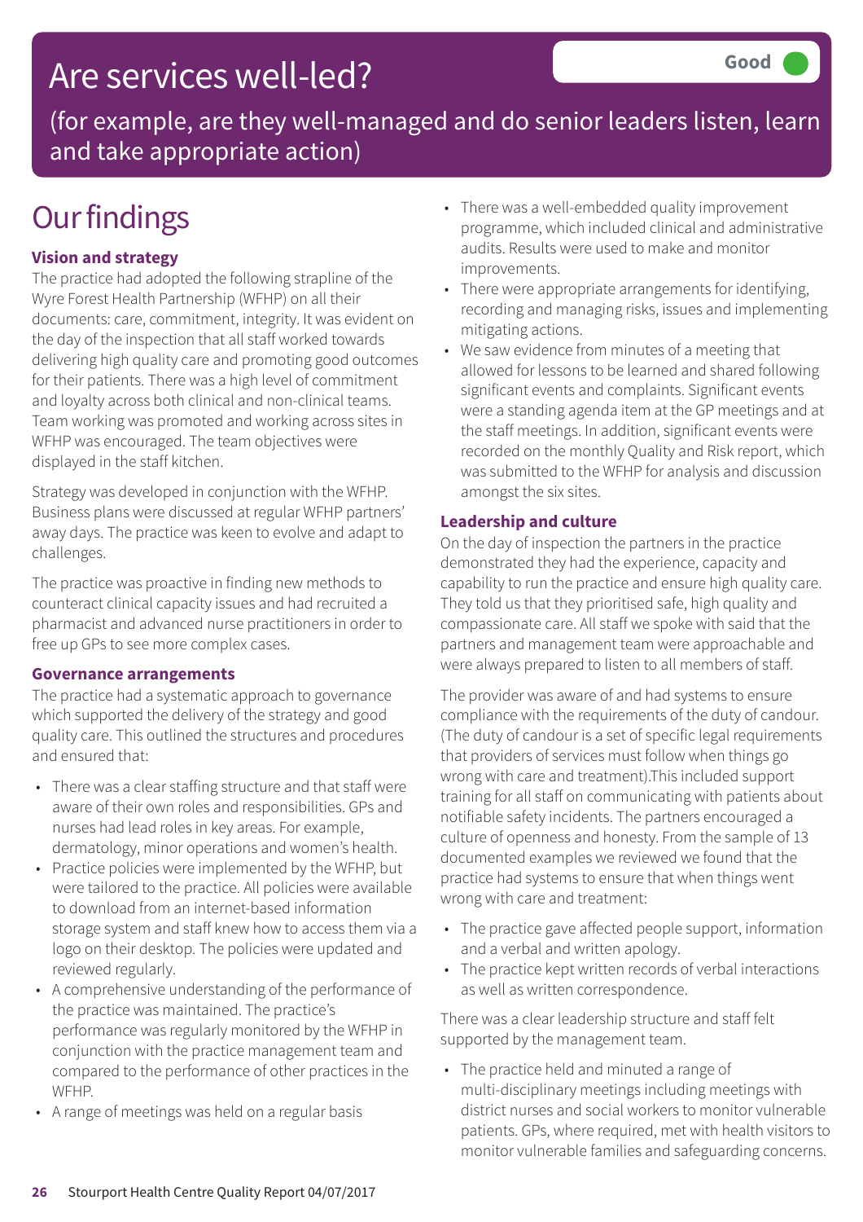# Are services well-led?

**Good**

(for example, are they well-managed and do senior leaders listen, learn and take appropriate action)

# Our findings

### Vision and strategy

The practice had adopted the following strapline of the Wyre Forest Health Partnership (WFHP) on all their documents: care, commitment, integrity. It was evident on the day of the inspection that all staff worked towards delivering high quality care and promoting good outcomes for their patients. There was a high level of commitment and loyalty across both clinical and non-clinical teams. Team working was promoted and working across sites in WFHP was encouraged. The team objectives were displayed in the staff kitchen.

Strategy was developed in conjunction with the WFHP. Business plans were discussed at regular WFHP partners' away days. The practice was keen to evolve and adapt to challenges.

The practice was proactive in finding new methods to counteract clinical capacity issues and had recruited a pharmacist and advanced nurse practitioners in order to free up GPs to see more complex cases.

### Governance arrangements

The practice had a systematic approach to governance which supported the delivery of the strategy and good quality care. This outlined the structures and procedures and ensured that:

- There was a clear staffing structure and that staff were aware of their own roles and responsibilities. GPs and nurses had lead roles in key areas. For example, dermatology, minor operations and women's health.
- Practice policies were implemented by the WFHP, but were tailored to the practice. All policies were available to download from an internet-based information storage system and staff knew how to access them via a logo on their desktop. The policies were updated and reviewed regularly.
- A comprehensive understanding of the performance of the practice was maintained. The practice's performance was regularly monitored by the WFHP in conjunction with the practice management team and compared to the performance of other practices in the WFHP.
- A range of meetings was held on a regular basis
- There was a well-embedded quality improvement programme, which included clinical and administrative audits. Results were used to make and monitor improvements.
- There were appropriate arrangements for identifying, recording and managing risks, issues and implementing mitigating actions.
- We saw evidence from minutes of a meeting that allowed for lessons to be learned and shared following significant events and complaints. Significant events were a standing agenda item at the GP meetings and at the staff meetings. In addition, significant events were recorded on the monthly Quality and Risk report, which was submitted to the WFHP for analysis and discussion amongst the six sites.

### Leadership and culture

On the day of inspection the partners in the practice demonstrated they had the experience, capacity and capability to run the practice and ensure high quality care. They told us that they prioritised safe, high quality and compassionate care. All staff we spoke with said that the partners and management team were approachable and were always prepared to listen to all members of staff.

The provider was aware of and had systems to ensure compliance with the requirements of the duty of candour. (The duty of candour is a set of specific legal requirements that providers of services must follow when things go wrong with care and treatment).This included support training for all staff on communicating with patients about notifiable safety incidents. The partners encouraged a culture of openness and honesty. From the sample of 13 documented examples we reviewed we found that the practice had systems to ensure that when things went wrong with care and treatment:

- The practice gave affected people support, information and a verbal and written apology.
- The practice kept written records of verbal interactions as well as written correspondence.

There was a clear leadership structure and staff felt supported by the management team.

- The practice held and minuted a range of multi-disciplinary meetings including meetings with district nurses and social workers to monitor vulnerable patients. GPs, where required, met with health visitors to monitor vulnerable families and safeguarding concerns.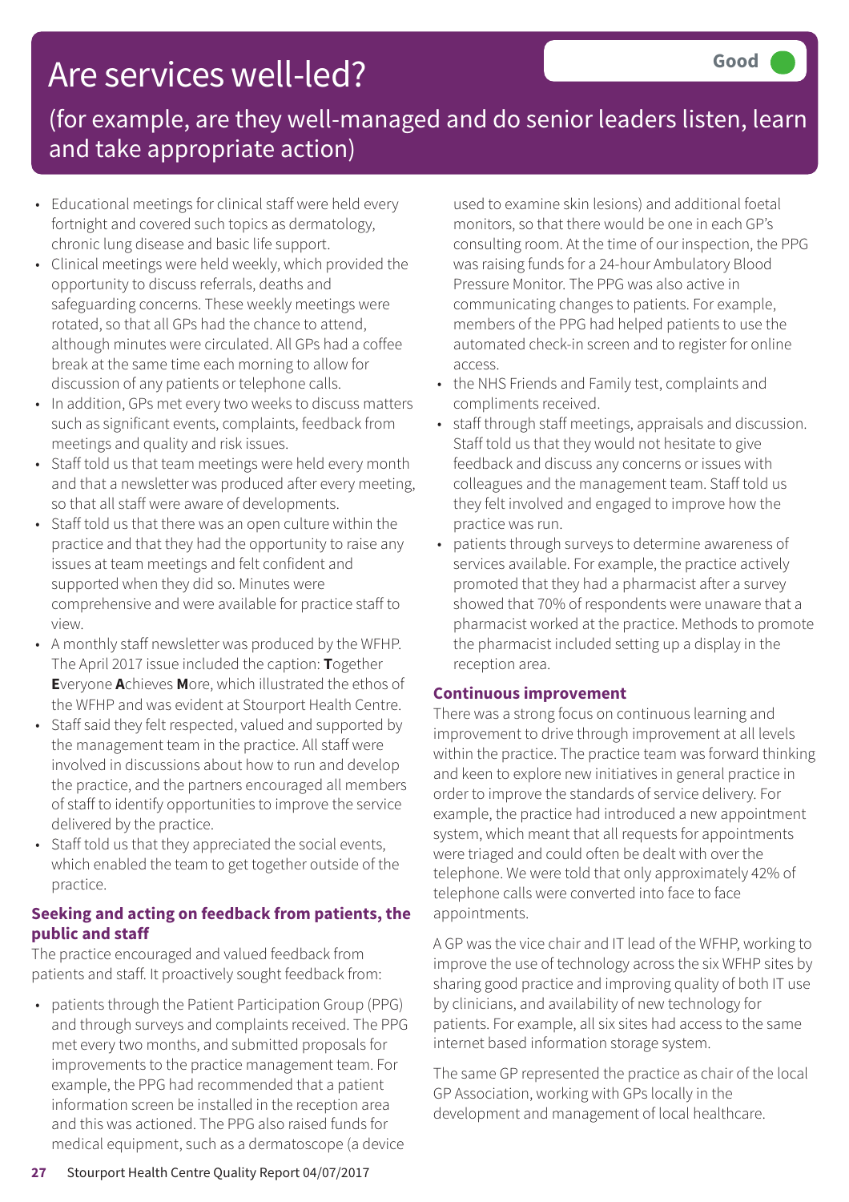# Are services well-led?

**Good**

(for example, are they well-managed and do senior leaders listen, learn and take appropriate action)

- Educational meetings for clinical staff were held every fortnight and covered such topics as dermatology, chronic lung disease and basic life support.
- Clinical meetings were held weekly, which provided the opportunity to discuss referrals, deaths and safeguarding concerns. These weekly meetings were rotated, so that all GPs had the chance to attend, although minutes were circulated. All GPs had a coffee break at the same time each morning to allow for discussion of any patients or telephone calls.
- In addition, GPs met every two weeks to discuss matters such as significant events, complaints, feedback from meetings and quality and risk issues.
- Staff told us that team meetings were held every month and that a newsletter was produced after every meeting, so that all staff were aware of developments.
- Staff told us that there was an open culture within the practice and that they had the opportunity to raise any issues at team meetings and felt confident and supported when they did so. Minutes were comprehensive and were available for practice staff to view.
- A monthly staff newsletter was produced by the WFHP. The April 2017 issue included the caption: **T**ogether **E**veryone **A**chieves **M**ore, which illustrated the ethos of the WFHP and was evident at Stourport Health Centre.
- Staff said they felt respected, valued and supported by the management team in the practice. All staff were involved in discussions about how to run and develop the practice, and the partners encouraged all members of staff to identify opportunities to improve the service delivered by the practice.
- Staff told us that they appreciated the social events, which enabled the team to get together outside of the practice.

### Seeking and acting on feedback from patients, the public and staff

The practice encouraged and valued feedback from patients and staff. It proactively sought feedback from:

- patients through the Patient Participation Group (PPG) and through surveys and complaints received. The PPG met every two months, and submitted proposals for improvements to the practice management team. For example, the PPG had recommended that a patient information screen be installed in the reception area and this was actioned. The PPG also raised funds for medical equipment, such as a dermatoscope (a device used to examine skin lesions) and additional foetal monitors, so that there would be one in each GP's consulting room. At the time of our inspection, the PPG was raising funds for a 24-hour Ambulatory Blood Pressure Monitor. The PPG was also active in communicating changes to patients. For example, members of the PPG had helped patients to use the automated check-in screen and to register for online access.
- the NHS Friends and Family test, complaints and compliments received.
- staff through staff meetings, appraisals and discussion. Staff told us that they would not hesitate to give feedback and discuss any concerns or issues with colleagues and the management team. Staff told us they felt involved and engaged to improve how the practice was run.
- patients through surveys to determine awareness of services available. For example, the practice actively promoted that they had a pharmacist after a survey showed that 70% of respondents were unaware that a pharmacist worked at the practice. Methods to promote the pharmacist included setting up a display in the reception area.

### Continuous improvement

There was a strong focus on continuous learning and improvement to drive through improvement at all levels within the practice. The practice team was forward thinking and keen to explore new initiatives in general practice in order to improve the standards of service delivery. For example, the practice had introduced a new appointment system, which meant that all requests for appointments were triaged and could often be dealt with over the telephone. We were told that only approximately 42% of telephone calls were converted into face to face appointments.

A GP was the vice chair and IT lead of the WFHP, working to improve the use of technology across the six WFHP sites by sharing good practice and improving quality of both IT use by clinicians, and availability of new technology for patients. For example, all six sites had access to the same internet based information storage system.

The same GP represented the practice as chair of the local GP Association, working with GPs locally in the development and management of local healthcare.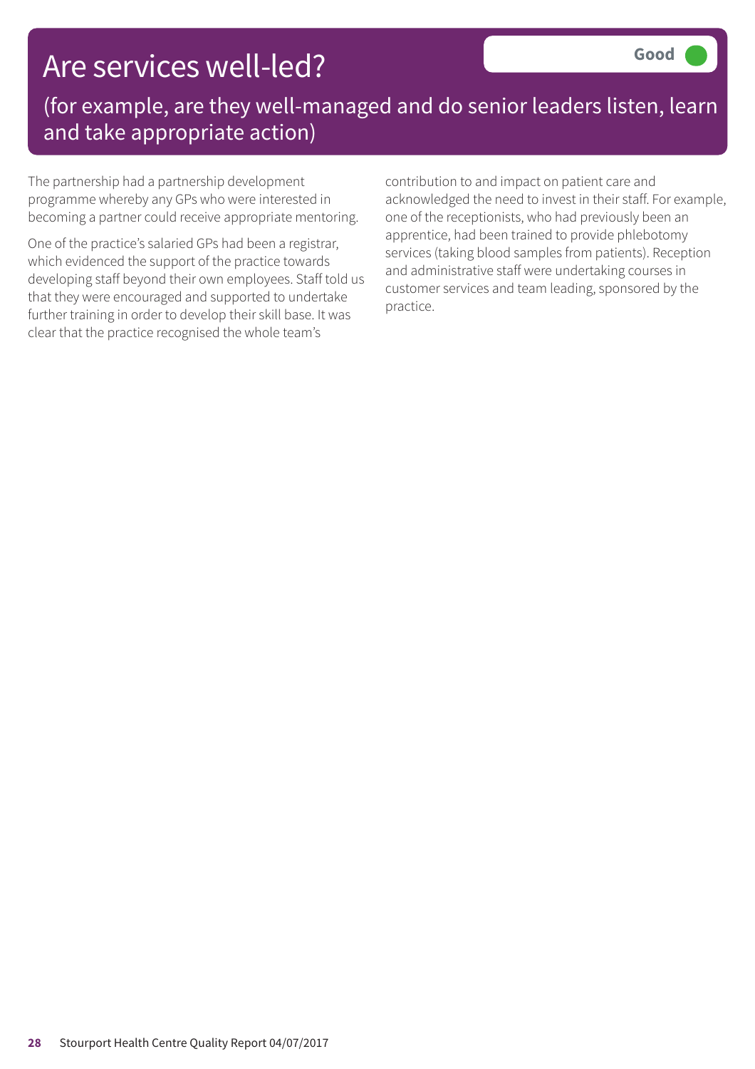# Are services well-led?

Good

## (for example, are they well-managed and do senior leaders listen, learn and take appropriate action)

The partnership had a partnership development programme whereby any GPs who were interested in becoming a partner could receive appropriate mentoring.

One of the practice's salaried GPs had been a registrar, which evidenced the support of the practice towards developing staff beyond their own employees. Staff told us that they were encouraged and supported to undertake further training in order to develop their skill base. It was clear that the practice recognised the whole team's contribution to and impact on patient care and acknowledged the need to invest in their staff. For example, one of the receptionists, who had previously been an apprentice, had been trained to provide phlebotomy services (taking blood samples from patients). Reception and administrative staff were undertaking courses in customer services and team leading, sponsored by the practice.